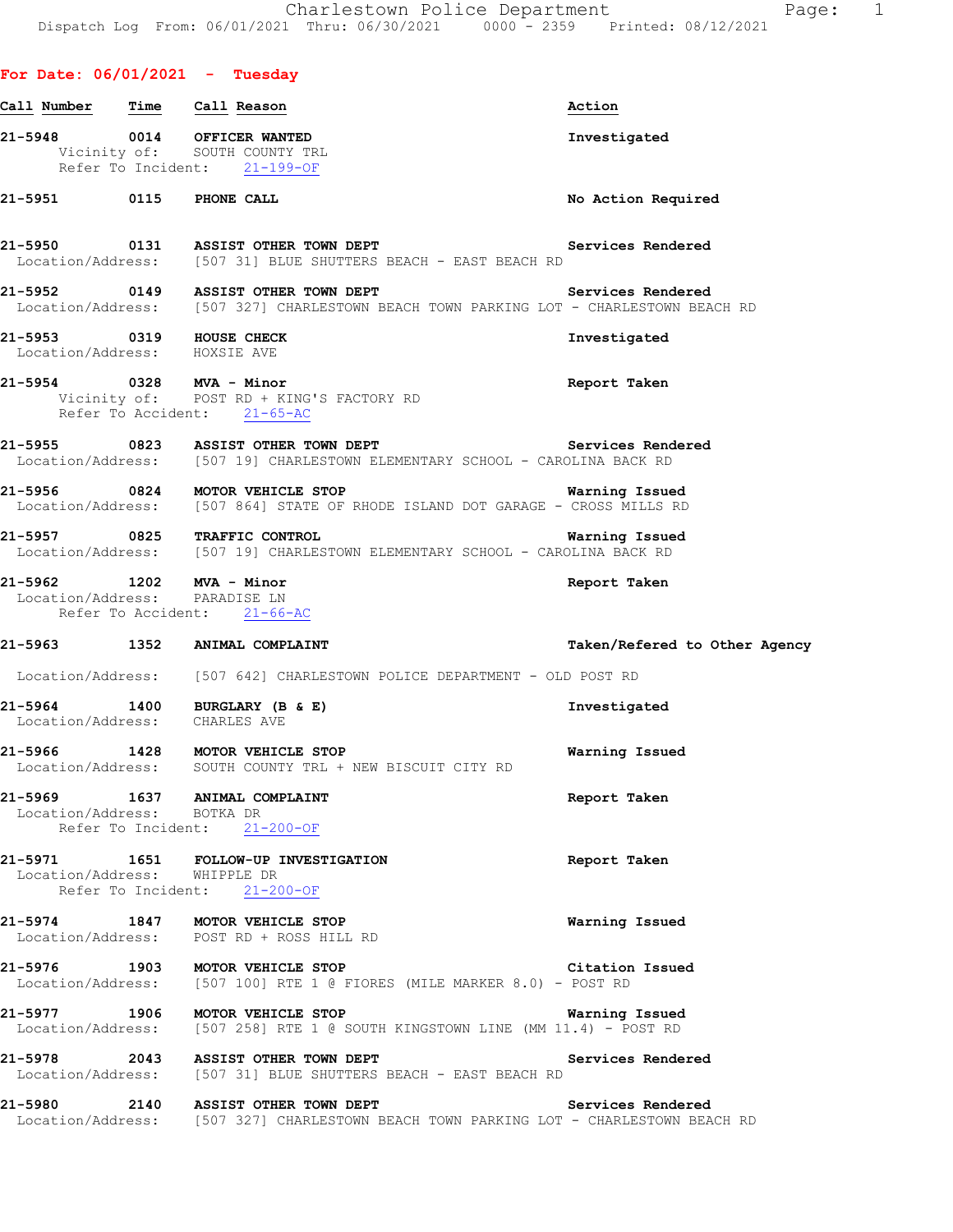**For Date: 06/01/2021 - Tuesday**

| Call Number | Time | Call Reason | Action |
|---|---|---|---|
| 21-5948 | 0014 | OFFICER WANTED<br>Vicinity of: SOUTH COUNTY TRL<br>Refer To Incident: 21-199-OF | Investigated |
| 21-5951 | 0115 | PHONE CALL | No Action Required |
| 21-5950 | 0131 | ASSIST OTHER TOWN DEPT<br>Location/Address: [507 31] BLUE SHUTTERS BEACH - EAST BEACH RD | Services Rendered |
| 21-5952 | 0149 | ASSIST OTHER TOWN DEPT<br>Location/Address: [507 327] CHARLESTOWN BEACH TOWN PARKING LOT - CHARLESTOWN BEACH RD | Services Rendered |
| 21-5953 | 0319 | HOUSE CHECK<br>Location/Address: HOXSIE AVE | Investigated |
| 21-5954 | 0328 | MVA - Minor<br>Vicinity of: POST RD + KING'S FACTORY RD<br>Refer To Accident: 21-65-AC | Report Taken |
| 21-5955 | 0823 | ASSIST OTHER TOWN DEPT<br>Location/Address: [507 19] CHARLESTOWN ELEMENTARY SCHOOL - CAROLINA BACK RD | Services Rendered |
| 21-5956 | 0824 | MOTOR VEHICLE STOP<br>Location/Address: [507 864] STATE OF RHODE ISLAND DOT GARAGE - CROSS MILLS RD | Warning Issued |
| 21-5957 | 0825 | TRAFFIC CONTROL<br>Location/Address: [507 19] CHARLESTOWN ELEMENTARY SCHOOL - CAROLINA BACK RD | Warning Issued |
| 21-5962 | 1202 | MVA - Minor<br>Location/Address: PARADISE LN<br>Refer To Accident: 21-66-AC | Report Taken |
| 21-5963 | 1352 | ANIMAL COMPLAINT<br>Location/Address: [507 642] CHARLESTOWN POLICE DEPARTMENT - OLD POST RD | Taken/Refered to Other Agency |
| 21-5964 | 1400 | BURGLARY (B & E)<br>Location/Address: CHARLES AVE | Investigated |
| 21-5966 | 1428 | MOTOR VEHICLE STOP<br>Location/Address: SOUTH COUNTY TRL + NEW BISCUIT CITY RD | Warning Issued |
| 21-5969 | 1637 | ANIMAL COMPLAINT<br>Location/Address: BOTKA DR<br>Refer To Incident: 21-200-OF | Report Taken |
| 21-5971 | 1651 | FOLLOW-UP INVESTIGATION<br>Location/Address: WHIPPLE DR<br>Refer To Incident: 21-200-OF | Report Taken |
| 21-5974 | 1847 | MOTOR VEHICLE STOP<br>Location/Address: POST RD + ROSS HILL RD | Warning Issued |
| 21-5976 | 1903 | MOTOR VEHICLE STOP<br>Location/Address: [507 100] RTE 1 @ FIORES (MILE MARKER 8.0) - POST RD | Citation Issued |
| 21-5977 | 1906 | MOTOR VEHICLE STOP<br>Location/Address: [507 258] RTE 1 @ SOUTH KINGSTOWN LINE (MM 11.4) - POST RD | Warning Issued |
| 21-5978 | 2043 | ASSIST OTHER TOWN DEPT<br>Location/Address: [507 31] BLUE SHUTTERS BEACH - EAST BEACH RD | Services Rendered |
| 21-5980 | 2140 | ASSIST OTHER TOWN DEPT<br>Location/Address: [507 327] CHARLESTOWN BEACH TOWN PARKING LOT - CHARLESTOWN BEACH RD | Services Rendered |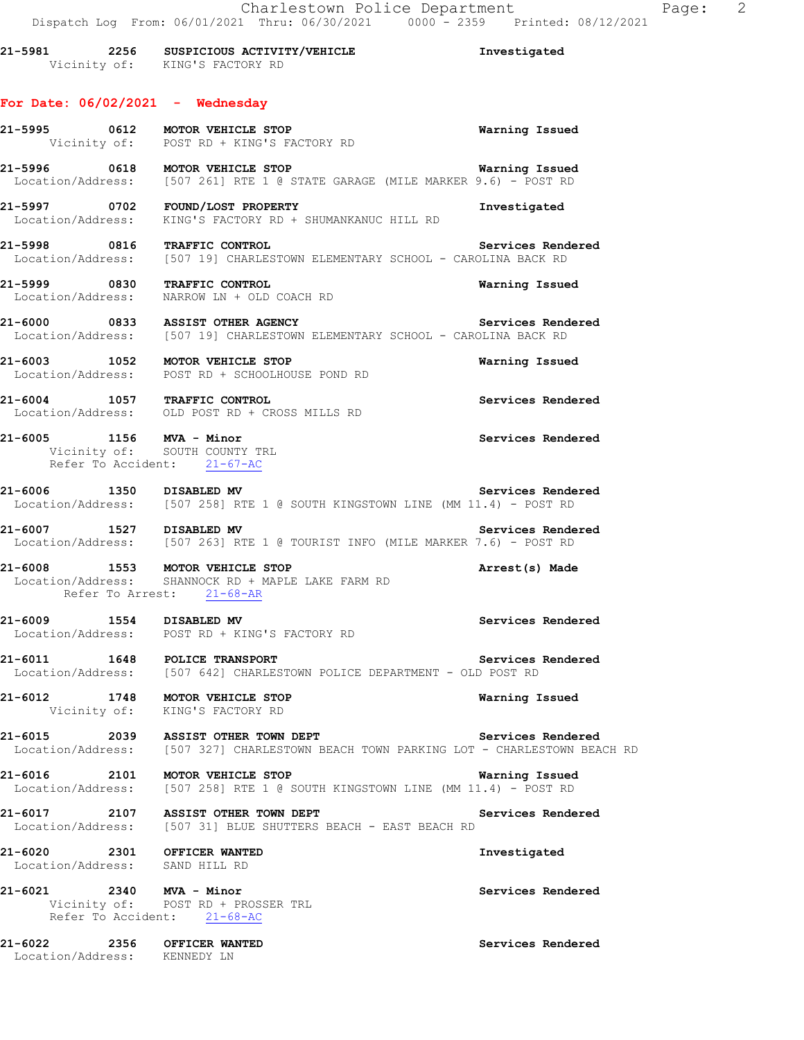21-5981 2256 **SUSPICIOUS ACTIVITY/VEHICLE** Investigated
Vicinity of: KING'S FACTORY RD

## For Date: 06/02/2021 - Wednesday

21-5995 0612 **MOTOR VEHICLE STOP** Warning Issued
Vicinity of: POST RD + KING'S FACTORY RD

21-5996 0618 **MOTOR VEHICLE STOP** Warning Issued
Location/Address: [507 261] RTE 1 @ STATE GARAGE (MILE MARKER 9.6) - POST RD

21-5997 0702 **FOUND/LOST PROPERTY** Investigated
Location/Address: KING'S FACTORY RD + SHUMANKANUC HILL RD

21-5998 0816 **TRAFFIC CONTROL** Services Rendered
Location/Address: [507 19] CHARLESTOWN ELEMENTARY SCHOOL - CAROLINA BACK RD

21-5999 0830 **TRAFFIC CONTROL** Warning Issued
Location/Address: NARROW LN + OLD COACH RD

21-6000 0833 **ASSIST OTHER AGENCY** Services Rendered
Location/Address: [507 19] CHARLESTOWN ELEMENTARY SCHOOL - CAROLINA BACK RD

21-6003 1052 **MOTOR VEHICLE STOP** Warning Issued
Location/Address: POST RD + SCHOOLHOUSE POND RD

21-6004 1057 **TRAFFIC CONTROL** Services Rendered
Location/Address: OLD POST RD + CROSS MILLS RD

21-6005 1156 **MVA - Minor** Services Rendered
Vicinity of: SOUTH COUNTY TRL
Refer To Accident: 21-67-AC

21-6006 1350 **DISABLED MV** Services Rendered
Location/Address: [507 258] RTE 1 @ SOUTH KINGSTOWN LINE (MM 11.4) - POST RD

21-6007 1527 **DISABLED MV** Services Rendered
Location/Address: [507 263] RTE 1 @ TOURIST INFO (MILE MARKER 7.6) - POST RD

21-6008 1553 **MOTOR VEHICLE STOP** Arrest(s) Made
Location/Address: SHANNOCK RD + MAPLE LAKE FARM RD
Refer To Arrest: 21-68-AR

21-6009 1554 **DISABLED MV** Services Rendered
Location/Address: POST RD + KING'S FACTORY RD

21-6011 1648 **POLICE TRANSPORT** Services Rendered
Location/Address: [507 642] CHARLESTOWN POLICE DEPARTMENT - OLD POST RD

21-6012 1748 **MOTOR VEHICLE STOP** Warning Issued
Vicinity of: KING'S FACTORY RD

21-6015 2039 **ASSIST OTHER TOWN DEPT** Services Rendered
Location/Address: [507 327] CHARLESTOWN BEACH TOWN PARKING LOT - CHARLESTOWN BEACH RD

21-6016 2101 **MOTOR VEHICLE STOP** Warning Issued
Location/Address: [507 258] RTE 1 @ SOUTH KINGSTOWN LINE (MM 11.4) - POST RD

21-6017 2107 **ASSIST OTHER TOWN DEPT** Services Rendered
Location/Address: [507 31] BLUE SHUTTERS BEACH - EAST BEACH RD

21-6020 2301 **OFFICER WANTED** Investigated
Location/Address: SAND HILL RD

21-6021 2340 **MVA - Minor** Services Rendered
Vicinity of: POST RD + PROSSER TRL
Refer To Accident: 21-68-AC

21-6022 2356 **OFFICER WANTED** Services Rendered
Location/Address: KENNEDY LN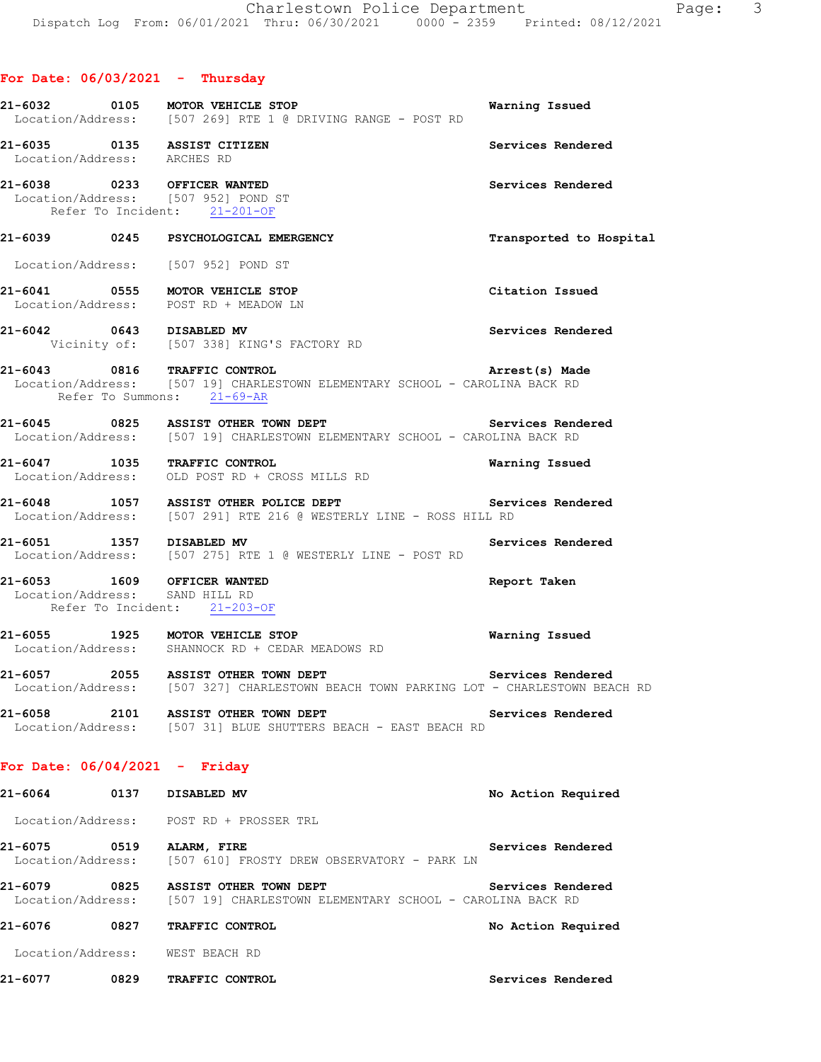## For Date: 06/03/2021 - Thursday

**21-6032 0105 MOTOR VEHICLE STOP** — Warning Issued
Location/Address: [507 269] RTE 1 @ DRIVING RANGE - POST RD

**21-6035 0135 ASSIST CITIZEN** — Services Rendered
Location/Address: ARCHES RD

**21-6038 0233 OFFICER WANTED** — Services Rendered
Location/Address: [507 952] POND ST
Refer To Incident: 21-201-OF

**21-6039 0245 PSYCHOLOGICAL EMERGENCY** — Transported to Hospital
Location/Address: [507 952] POND ST

**21-6041 0555 MOTOR VEHICLE STOP** — Citation Issued
Location/Address: POST RD + MEADOW LN

**21-6042 0643 DISABLED MV** — Services Rendered
Vicinity of: [507 338] KING'S FACTORY RD

**21-6043 0816 TRAFFIC CONTROL** — Arrest(s) Made
Location/Address: [507 19] CHARLESTOWN ELEMENTARY SCHOOL - CAROLINA BACK RD
Refer To Summons: 21-69-AR

**21-6045 0825 ASSIST OTHER TOWN DEPT** — Services Rendered
Location/Address: [507 19] CHARLESTOWN ELEMENTARY SCHOOL - CAROLINA BACK RD

**21-6047 1035 TRAFFIC CONTROL** — Warning Issued
Location/Address: OLD POST RD + CROSS MILLS RD

**21-6048 1057 ASSIST OTHER POLICE DEPT** — Services Rendered
Location/Address: [507 291] RTE 216 @ WESTERLY LINE - ROSS HILL RD

**21-6051 1357 DISABLED MV** — Services Rendered
Location/Address: [507 275] RTE 1 @ WESTERLY LINE - POST RD

**21-6053 1609 OFFICER WANTED** — Report Taken
Location/Address: SAND HILL RD
Refer To Incident: 21-203-OF

**21-6055 1925 MOTOR VEHICLE STOP** — Warning Issued
Location/Address: SHANNOCK RD + CEDAR MEADOWS RD

**21-6057 2055 ASSIST OTHER TOWN DEPT** — Services Rendered
Location/Address: [507 327] CHARLESTOWN BEACH TOWN PARKING LOT - CHARLESTOWN BEACH RD

**21-6058 2101 ASSIST OTHER TOWN DEPT** — Services Rendered
Location/Address: [507 31] BLUE SHUTTERS BEACH - EAST BEACH RD

## For Date: 06/04/2021 - Friday

**21-6064 0137 DISABLED MV** — No Action Required
Location/Address: POST RD + PROSSER TRL

**21-6075 0519 ALARM, FIRE** — Services Rendered
Location/Address: [507 610] FROSTY DREW OBSERVATORY - PARK LN

**21-6079 0825 ASSIST OTHER TOWN DEPT** — Services Rendered
Location/Address: [507 19] CHARLESTOWN ELEMENTARY SCHOOL - CAROLINA BACK RD

**21-6076 0827 TRAFFIC CONTROL** — No Action Required
Location/Address: WEST BEACH RD

**21-6077 0829 TRAFFIC CONTROL** — Services Rendered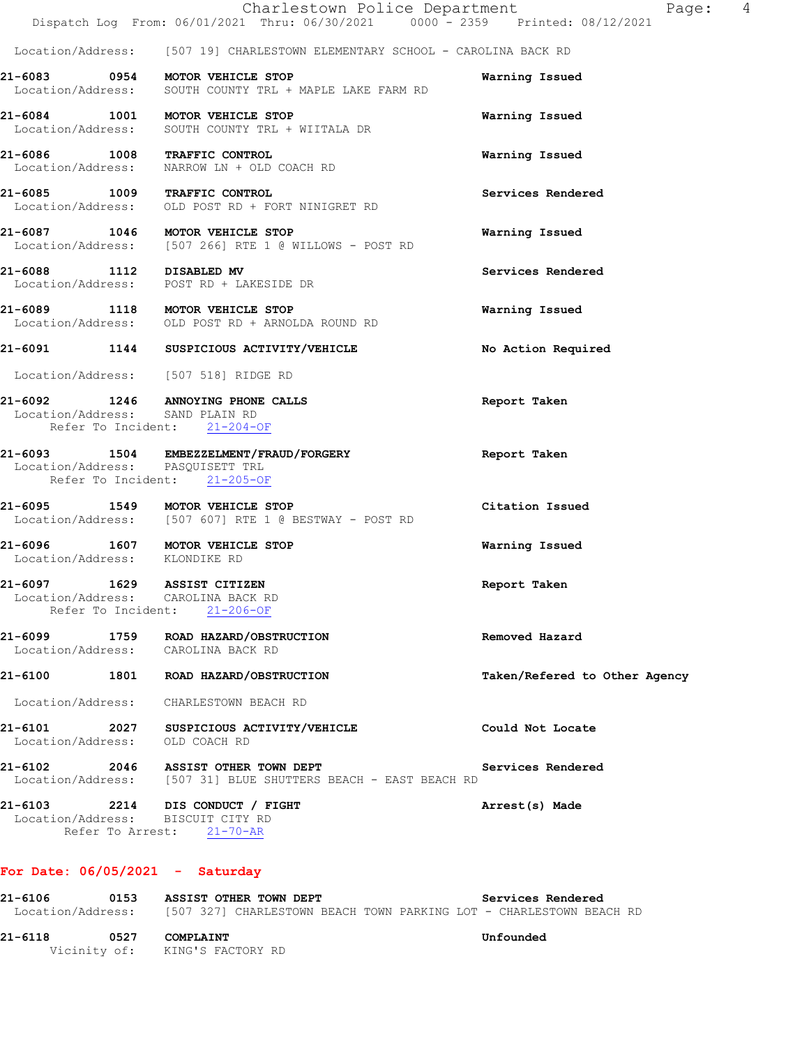Location/Address: [507 19] CHARLESTOWN ELEMENTARY SCHOOL - CAROLINA BACK RD

**21-6083 0954 MOTOR VEHICLE STOP** — Warning Issued
Location/Address: SOUTH COUNTY TRL + MAPLE LAKE FARM RD

**21-6084 1001 MOTOR VEHICLE STOP** — Warning Issued
Location/Address: SOUTH COUNTY TRL + WIITALA DR

**21-6086 1008 TRAFFIC CONTROL** — Warning Issued
Location/Address: NARROW LN + OLD COACH RD

**21-6085 1009 TRAFFIC CONTROL** — Services Rendered
Location/Address: OLD POST RD + FORT NINIGRET RD

**21-6087 1046 MOTOR VEHICLE STOP** — Warning Issued
Location/Address: [507 266] RTE 1 @ WILLOWS - POST RD

**21-6088 1112 DISABLED MV** — Services Rendered
Location/Address: POST RD + LAKESIDE DR

**21-6089 1118 MOTOR VEHICLE STOP** — Warning Issued
Location/Address: OLD POST RD + ARNOLDA ROUND RD

**21-6091 1144 SUSPICIOUS ACTIVITY/VEHICLE** — No Action Required
Location/Address: [507 518] RIDGE RD

**21-6092 1246 ANNOYING PHONE CALLS** — Report Taken
Location/Address: SAND PLAIN RD
Refer To Incident: 21-204-OF

**21-6093 1504 EMBEZZELMENT/FRAUD/FORGERY** — Report Taken
Location/Address: PASQUISETT TRL
Refer To Incident: 21-205-OF

**21-6095 1549 MOTOR VEHICLE STOP** — Citation Issued
Location/Address: [507 607] RTE 1 @ BESTWAY - POST RD

**21-6096 1607 MOTOR VEHICLE STOP** — Warning Issued
Location/Address: KLONDIKE RD

**21-6097 1629 ASSIST CITIZEN** — Report Taken
Location/Address: CAROLINA BACK RD
Refer To Incident: 21-206-OF

**21-6099 1759 ROAD HAZARD/OBSTRUCTION** — Removed Hazard
Location/Address: CAROLINA BACK RD

**21-6100 1801 ROAD HAZARD/OBSTRUCTION** — Taken/Refered to Other Agency
Location/Address: CHARLESTOWN BEACH RD

**21-6101 2027 SUSPICIOUS ACTIVITY/VEHICLE** — Could Not Locate
Location/Address: OLD COACH RD

**21-6102 2046 ASSIST OTHER TOWN DEPT** — Services Rendered
Location/Address: [507 31] BLUE SHUTTERS BEACH - EAST BEACH RD

**21-6103 2214 DIS CONDUCT / FIGHT** — Arrest(s) Made
Location/Address: BISCUIT CITY RD
Refer To Arrest: 21-70-AR

## For Date: 06/05/2021 - Saturday

**21-6106 0153 ASSIST OTHER TOWN DEPT** — Services Rendered
Location/Address: [507 327] CHARLESTOWN BEACH TOWN PARKING LOT - CHARLESTOWN BEACH RD

**21-6118 0527 COMPLAINT** — Unfounded
Vicinity of: KING'S FACTORY RD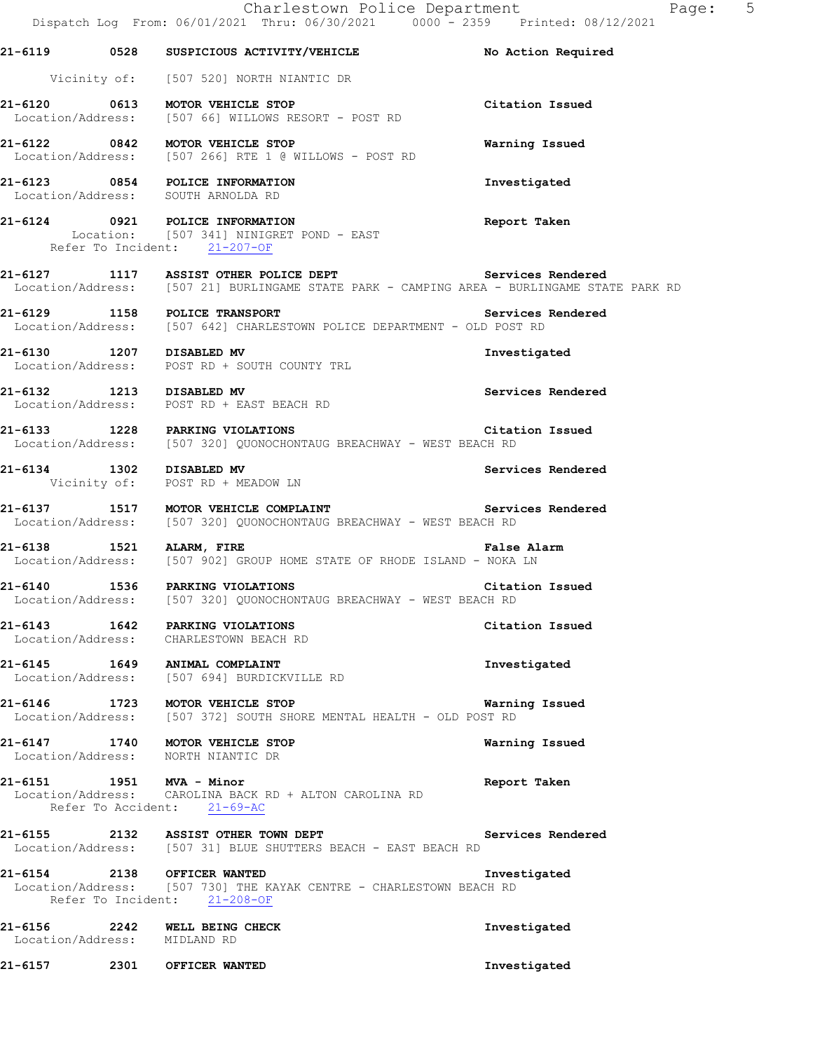**21-6119 0528 SUSPICIOUS ACTIVITY/VEHICLE — No Action Required**
Vicinity of: [507 520] NORTH NIANTIC DR

**21-6120 0613 MOTOR VEHICLE STOP — Citation Issued**
Location/Address: [507 66] WILLOWS RESORT - POST RD

**21-6122 0842 MOTOR VEHICLE STOP — Warning Issued**
Location/Address: [507 266] RTE 1 @ WILLOWS - POST RD

**21-6123 0854 POLICE INFORMATION — Investigated**
Location/Address: SOUTH ARNOLDA RD

**21-6124 0921 POLICE INFORMATION — Report Taken**
Location: [507 341] NINIGRET POND - EAST
Refer To Incident: 21-207-OF

**21-6127 1117 ASSIST OTHER POLICE DEPT — Services Rendered**
Location/Address: [507 21] BURLINGAME STATE PARK - CAMPING AREA - BURLINGAME STATE PARK RD

**21-6129 1158 POLICE TRANSPORT — Services Rendered**
Location/Address: [507 642] CHARLESTOWN POLICE DEPARTMENT - OLD POST RD

**21-6130 1207 DISABLED MV — Investigated**
Location/Address: POST RD + SOUTH COUNTY TRL

**21-6132 1213 DISABLED MV — Services Rendered**
Location/Address: POST RD + EAST BEACH RD

**21-6133 1228 PARKING VIOLATIONS — Citation Issued**
Location/Address: [507 320] QUONOCHONTAUG BREACHWAY - WEST BEACH RD

**21-6134 1302 DISABLED MV — Services Rendered**
Vicinity of: POST RD + MEADOW LN

**21-6137 1517 MOTOR VEHICLE COMPLAINT — Services Rendered**
Location/Address: [507 320] QUONOCHONTAUG BREACHWAY - WEST BEACH RD

**21-6138 1521 ALARM, FIRE — False Alarm**
Location/Address: [507 902] GROUP HOME STATE OF RHODE ISLAND - NOKA LN

**21-6140 1536 PARKING VIOLATIONS — Citation Issued**
Location/Address: [507 320] QUONOCHONTAUG BREACHWAY - WEST BEACH RD

**21-6143 1642 PARKING VIOLATIONS — Citation Issued**
Location/Address: CHARLESTOWN BEACH RD

**21-6145 1649 ANIMAL COMPLAINT — Investigated**
Location/Address: [507 694] BURDICKVILLE RD

**21-6146 1723 MOTOR VEHICLE STOP — Warning Issued**
Location/Address: [507 372] SOUTH SHORE MENTAL HEALTH - OLD POST RD

**21-6147 1740 MOTOR VEHICLE STOP — Warning Issued**
Location/Address: NORTH NIANTIC DR

**21-6151 1951 MVA - Minor — Report Taken**
Location/Address: CAROLINA BACK RD + ALTON CAROLINA RD
Refer To Accident: 21-69-AC

**21-6155 2132 ASSIST OTHER TOWN DEPT — Services Rendered**
Location/Address: [507 31] BLUE SHUTTERS BEACH - EAST BEACH RD

**21-6154 2138 OFFICER WANTED — Investigated**
Location/Address: [507 730] THE KAYAK CENTRE - CHARLESTOWN BEACH RD
Refer To Incident: 21-208-OF

**21-6156 2242 WELL BEING CHECK — Investigated**
Location/Address: MIDLAND RD

**21-6157 2301 OFFICER WANTED — Investigated**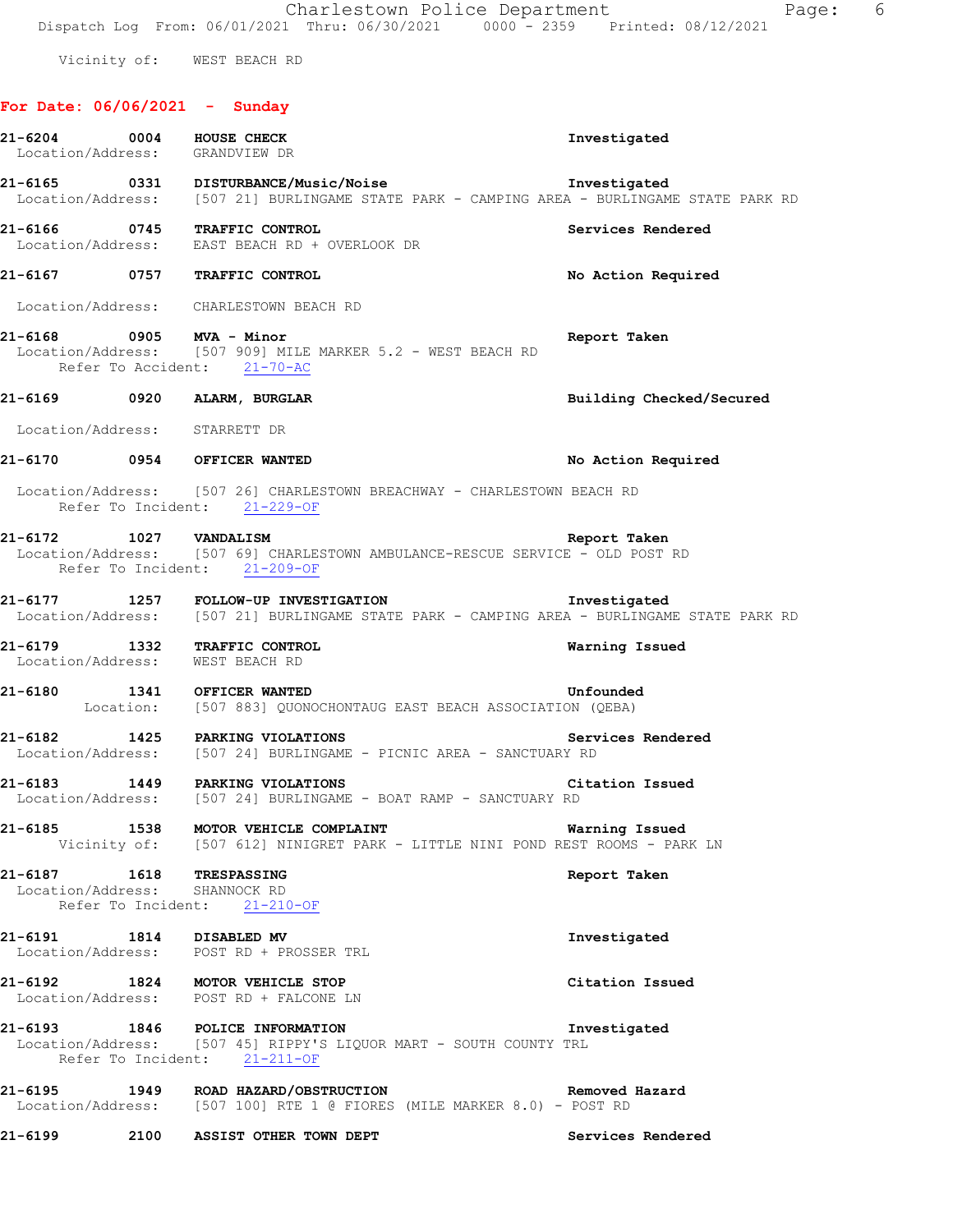Vicinity of: WEST BEACH RD

## For Date: 06/06/2021 - Sunday

**21-6204** 0004 **HOUSE CHECK** — Investigated
Location/Address: GRANDVIEW DR

**21-6165** 0331 **DISTURBANCE/Music/Noise** — Investigated
Location/Address: [507 21] BURLINGAME STATE PARK - CAMPING AREA - BURLINGAME STATE PARK RD

**21-6166** 0745 **TRAFFIC CONTROL** — Services Rendered
Location/Address: EAST BEACH RD + OVERLOOK DR

**21-6167** 0757 **TRAFFIC CONTROL** — No Action Required
Location/Address: CHARLESTOWN BEACH RD

**21-6168** 0905 **MVA - Minor** — Report Taken
Location/Address: [507 909] MILE MARKER 5.2 - WEST BEACH RD
Refer To Accident: 21-70-AC

**21-6169** 0920 **ALARM, BURGLAR** — Building Checked/Secured
Location/Address: STARRETT DR

**21-6170** 0954 **OFFICER WANTED** — No Action Required
Location/Address: [507 26] CHARLESTOWN BREACHWAY - CHARLESTOWN BEACH RD
Refer To Incident: 21-229-OF

**21-6172** 1027 **VANDALISM** — Report Taken
Location/Address: [507 69] CHARLESTOWN AMBULANCE-RESCUE SERVICE - OLD POST RD
Refer To Incident: 21-209-OF

**21-6177** 1257 **FOLLOW-UP INVESTIGATION** — Investigated
Location/Address: [507 21] BURLINGAME STATE PARK - CAMPING AREA - BURLINGAME STATE PARK RD

**21-6179** 1332 **TRAFFIC CONTROL** — Warning Issued
Location/Address: WEST BEACH RD

**21-6180** 1341 **OFFICER WANTED** — Unfounded
Location: [507 883] QUONOCHONTAUG EAST BEACH ASSOCIATION (QEBA)

**21-6182** 1425 **PARKING VIOLATIONS** — Services Rendered
Location/Address: [507 24] BURLINGAME - PICNIC AREA - SANCTUARY RD

**21-6183** 1449 **PARKING VIOLATIONS** — Citation Issued
Location/Address: [507 24] BURLINGAME - BOAT RAMP - SANCTUARY RD

**21-6185** 1538 **MOTOR VEHICLE COMPLAINT** — Warning Issued
Vicinity of: [507 612] NINIGRET PARK - LITTLE NINI POND REST ROOMS - PARK LN

**21-6187** 1618 **TRESPASSING** — Report Taken
Location/Address: SHANNOCK RD
Refer To Incident: 21-210-OF

**21-6191** 1814 **DISABLED MV** — Investigated
Location/Address: POST RD + PROSSER TRL

**21-6192** 1824 **MOTOR VEHICLE STOP** — Citation Issued
Location/Address: POST RD + FALCONE LN

**21-6193** 1846 **POLICE INFORMATION** — Investigated
Location/Address: [507 45] RIPPY'S LIQUOR MART - SOUTH COUNTY TRL
Refer To Incident: 21-211-OF

**21-6195** 1949 **ROAD HAZARD/OBSTRUCTION** — Removed Hazard
Location/Address: [507 100] RTE 1 @ FIORES (MILE MARKER 8.0) - POST RD

**21-6199** 2100 **ASSIST OTHER TOWN DEPT** — Services Rendered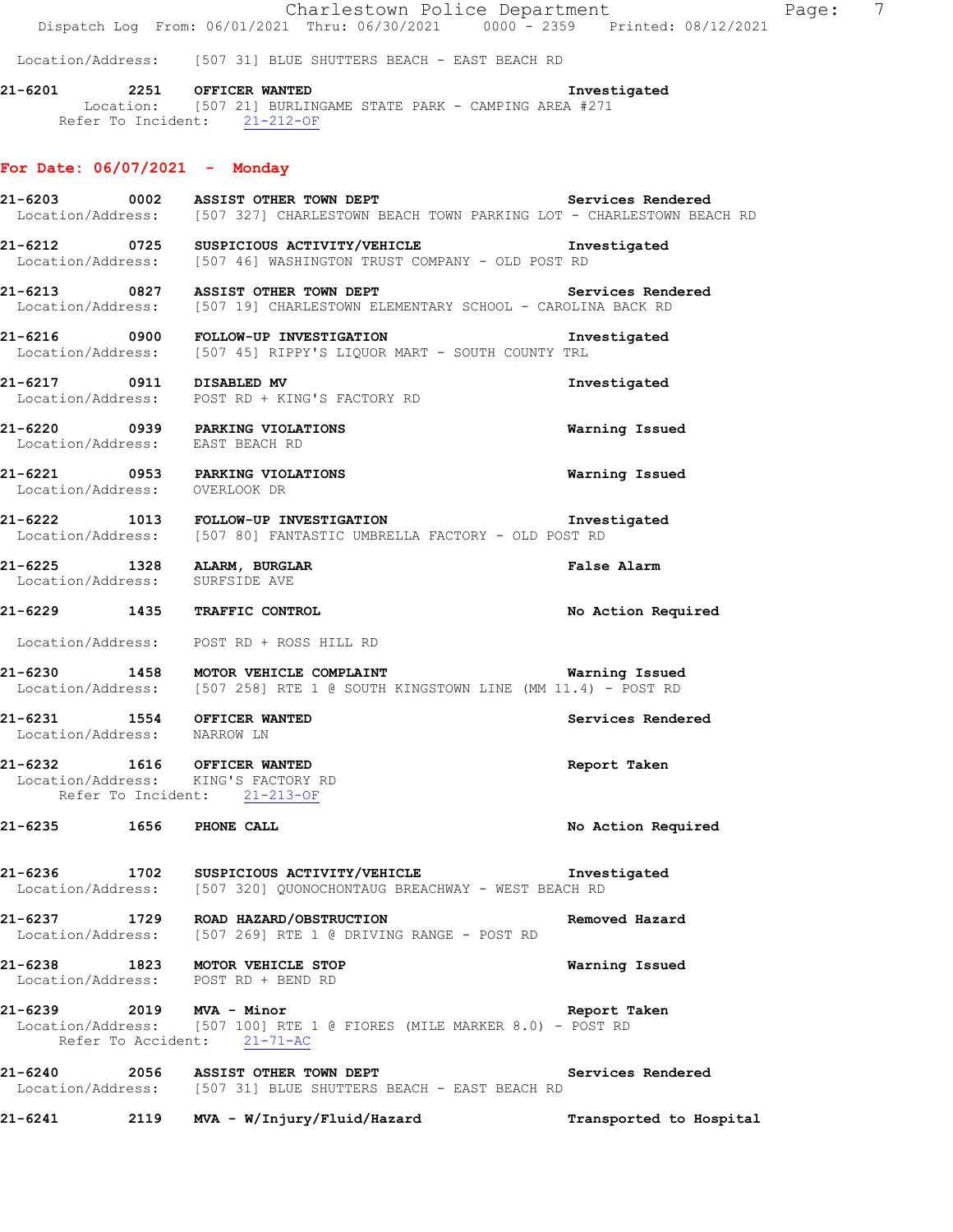Location/Address: [507 31] BLUE SHUTTERS BEACH - EAST BEACH RD

**21-6201 2251 OFFICER WANTED** — **Investigated**
Location: [507 21] BURLINGAME STATE PARK - CAMPING AREA #271
Refer To Incident: 21-212-OF

## For Date: 06/07/2021 - Monday

**21-6203 0002 ASSIST OTHER TOWN DEPT** — **Services Rendered**
Location/Address: [507 327] CHARLESTOWN BEACH TOWN PARKING LOT - CHARLESTOWN BEACH RD

**21-6212 0725 SUSPICIOUS ACTIVITY/VEHICLE** — **Investigated**
Location/Address: [507 46] WASHINGTON TRUST COMPANY - OLD POST RD

**21-6213 0827 ASSIST OTHER TOWN DEPT** — **Services Rendered**
Location/Address: [507 19] CHARLESTOWN ELEMENTARY SCHOOL - CAROLINA BACK RD

**21-6216 0900 FOLLOW-UP INVESTIGATION** — **Investigated**
Location/Address: [507 45] RIPPY'S LIQUOR MART - SOUTH COUNTY TRL

**21-6217 0911 DISABLED MV** — **Investigated**
Location/Address: POST RD + KING'S FACTORY RD

**21-6220 0939 PARKING VIOLATIONS** — **Warning Issued**
Location/Address: EAST BEACH RD

**21-6221 0953 PARKING VIOLATIONS** — **Warning Issued**
Location/Address: OVERLOOK DR

**21-6222 1013 FOLLOW-UP INVESTIGATION** — **Investigated**
Location/Address: [507 80] FANTASTIC UMBRELLA FACTORY - OLD POST RD

**21-6225 1328 ALARM, BURGLAR** — **False Alarm**
Location/Address: SURFSIDE AVE

**21-6229 1435 TRAFFIC CONTROL** — **No Action Required**
Location/Address: POST RD + ROSS HILL RD

**21-6230 1458 MOTOR VEHICLE COMPLAINT** — **Warning Issued**
Location/Address: [507 258] RTE 1 @ SOUTH KINGSTOWN LINE (MM 11.4) - POST RD

**21-6231 1554 OFFICER WANTED** — **Services Rendered**
Location/Address: NARROW LN

**21-6232 1616 OFFICER WANTED** — **Report Taken**
Location/Address: KING'S FACTORY RD
Refer To Incident: 21-213-OF

**21-6235 1656 PHONE CALL** — **No Action Required**

**21-6236 1702 SUSPICIOUS ACTIVITY/VEHICLE** — **Investigated**
Location/Address: [507 320] QUONOCHONTAUG BREACHWAY - WEST BEACH RD

**21-6237 1729 ROAD HAZARD/OBSTRUCTION** — **Removed Hazard**
Location/Address: [507 269] RTE 1 @ DRIVING RANGE - POST RD

**21-6238 1823 MOTOR VEHICLE STOP** — **Warning Issued**
Location/Address: POST RD + BEND RD

**21-6239 2019 MVA - Minor** — **Report Taken**
Location/Address: [507 100] RTE 1 @ FIORES (MILE MARKER 8.0) - POST RD
Refer To Accident: 21-71-AC

**21-6240 2056 ASSIST OTHER TOWN DEPT** — **Services Rendered**
Location/Address: [507 31] BLUE SHUTTERS BEACH - EAST BEACH RD

**21-6241 2119 MVA - W/Injury/Fluid/Hazard** — **Transported to Hospital**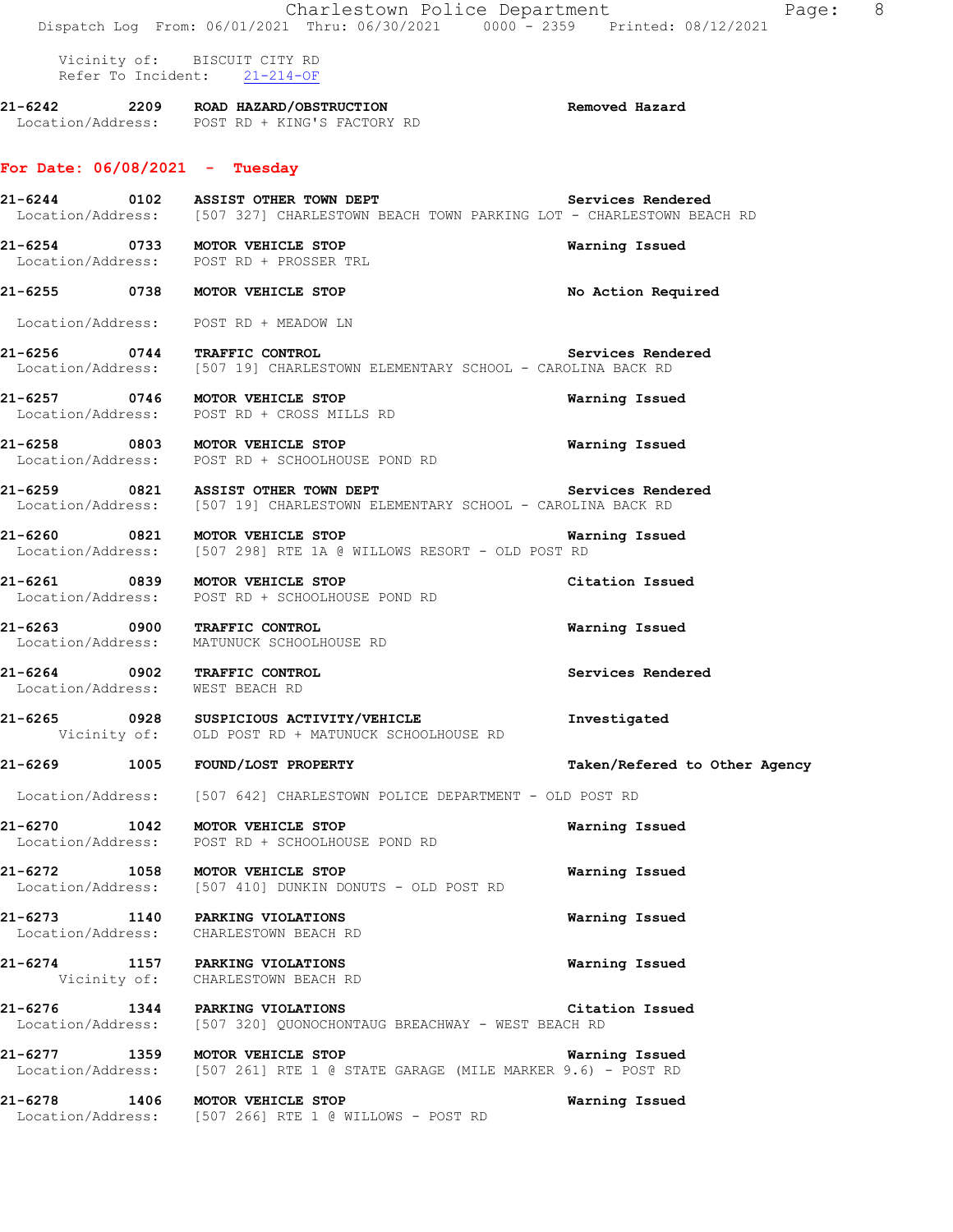Vicinity of: BISCUIT CITY RD
Refer To Incident: 21-214-OF

**21-6242 2209 ROAD HAZARD/OBSTRUCTION** — **Removed Hazard**
Location/Address: POST RD + KING'S FACTORY RD

## For Date: 06/08/2021 - Tuesday

**21-6244 0102 ASSIST OTHER TOWN DEPT** — **Services Rendered**
Location/Address: [507 327] CHARLESTOWN BEACH TOWN PARKING LOT - CHARLESTOWN BEACH RD

**21-6254 0733 MOTOR VEHICLE STOP** — **Warning Issued**
Location/Address: POST RD + PROSSER TRL

**21-6255 0738 MOTOR VEHICLE STOP** — **No Action Required**
Location/Address: POST RD + MEADOW LN

**21-6256 0744 TRAFFIC CONTROL** — **Services Rendered**
Location/Address: [507 19] CHARLESTOWN ELEMENTARY SCHOOL - CAROLINA BACK RD

**21-6257 0746 MOTOR VEHICLE STOP** — **Warning Issued**
Location/Address: POST RD + CROSS MILLS RD

**21-6258 0803 MOTOR VEHICLE STOP** — **Warning Issued**
Location/Address: POST RD + SCHOOLHOUSE POND RD

**21-6259 0821 ASSIST OTHER TOWN DEPT** — **Services Rendered**
Location/Address: [507 19] CHARLESTOWN ELEMENTARY SCHOOL - CAROLINA BACK RD

**21-6260 0821 MOTOR VEHICLE STOP** — **Warning Issued**
Location/Address: [507 298] RTE 1A @ WILLOWS RESORT - OLD POST RD

**21-6261 0839 MOTOR VEHICLE STOP** — **Citation Issued**
Location/Address: POST RD + SCHOOLHOUSE POND RD

**21-6263 0900 TRAFFIC CONTROL** — **Warning Issued**
Location/Address: MATUNUCK SCHOOLHOUSE RD

**21-6264 0902 TRAFFIC CONTROL** — **Services Rendered**
Location/Address: WEST BEACH RD

**21-6265 0928 SUSPICIOUS ACTIVITY/VEHICLE** — **Investigated**
Vicinity of: OLD POST RD + MATUNUCK SCHOOLHOUSE RD

**21-6269 1005 FOUND/LOST PROPERTY** — **Taken/Refered to Other Agency**
Location/Address: [507 642] CHARLESTOWN POLICE DEPARTMENT - OLD POST RD

**21-6270 1042 MOTOR VEHICLE STOP** — **Warning Issued**
Location/Address: POST RD + SCHOOLHOUSE POND RD

**21-6272 1058 MOTOR VEHICLE STOP** — **Warning Issued**
Location/Address: [507 410] DUNKIN DONUTS - OLD POST RD

**21-6273 1140 PARKING VIOLATIONS** — **Warning Issued**
Location/Address: CHARLESTOWN BEACH RD

**21-6274 1157 PARKING VIOLATIONS** — **Warning Issued**
Vicinity of: CHARLESTOWN BEACH RD

**21-6276 1344 PARKING VIOLATIONS** — **Citation Issued**
Location/Address: [507 320] QUONOCHONTAUG BREACHWAY - WEST BEACH RD

**21-6277 1359 MOTOR VEHICLE STOP** — **Warning Issued**
Location/Address: [507 261] RTE 1 @ STATE GARAGE (MILE MARKER 9.6) - POST RD

**21-6278 1406 MOTOR VEHICLE STOP** — **Warning Issued**
Location/Address: [507 266] RTE 1 @ WILLOWS - POST RD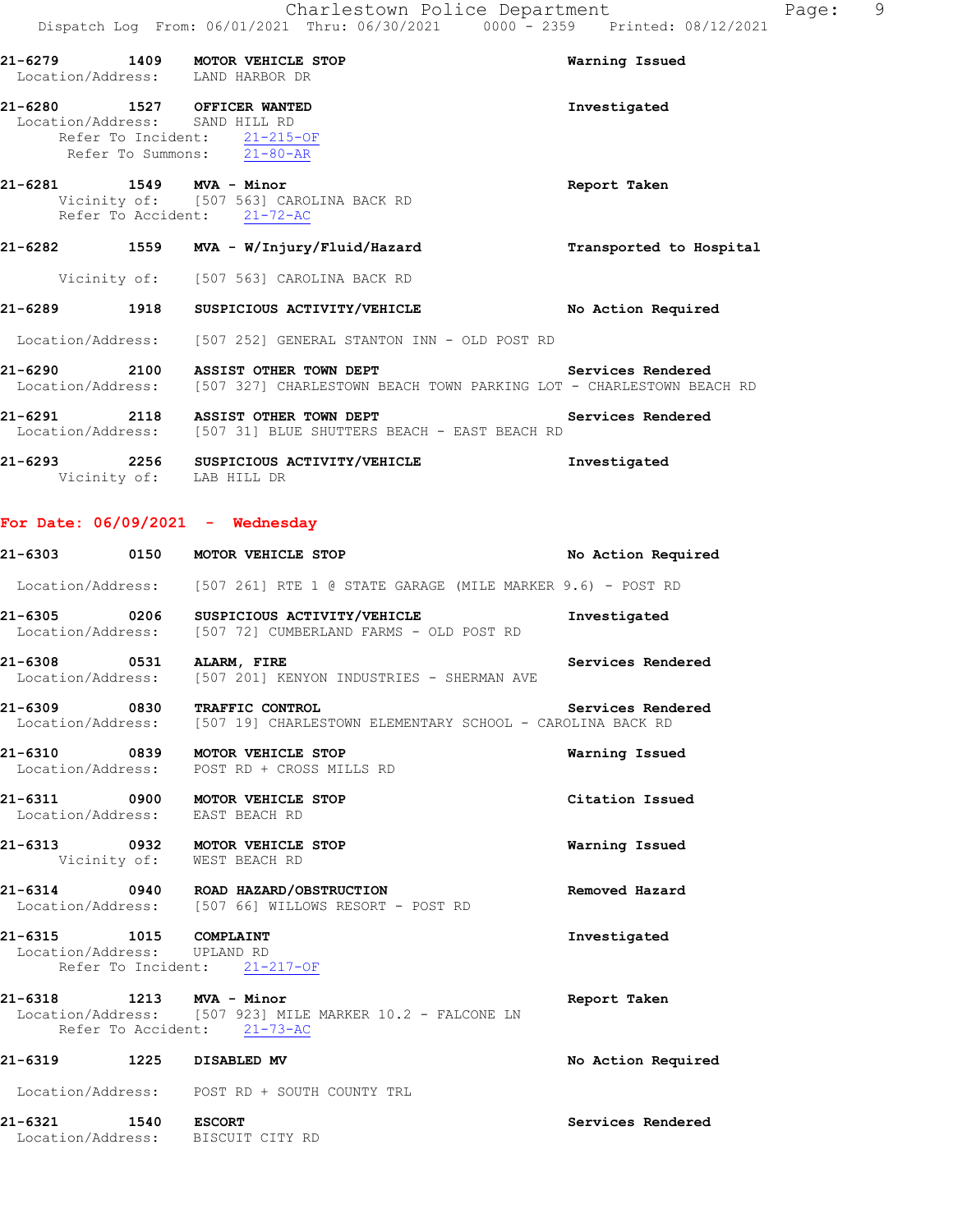21-6279 1409 **MOTOR VEHICLE STOP** **Warning Issued**
Location/Address: LAND HARBOR DR

21-6280 1527 **OFFICER WANTED** **Investigated**
Location/Address: SAND HILL RD
Refer To Incident: 21-215-OF
Refer To Summons: 21-80-AR

21-6281 1549 **MVA - Minor** **Report Taken**
Vicinity of: [507 563] CAROLINA BACK RD
Refer To Accident: 21-72-AC

21-6282 1559 **MVA - W/Injury/Fluid/Hazard** **Transported to Hospital**
Vicinity of: [507 563] CAROLINA BACK RD

21-6289 1918 **SUSPICIOUS ACTIVITY/VEHICLE** **No Action Required**
Location/Address: [507 252] GENERAL STANTON INN - OLD POST RD

21-6290 2100 **ASSIST OTHER TOWN DEPT** **Services Rendered**
Location/Address: [507 327] CHARLESTOWN BEACH TOWN PARKING LOT - CHARLESTOWN BEACH RD

21-6291 2118 **ASSIST OTHER TOWN DEPT** **Services Rendered**
Location/Address: [507 31] BLUE SHUTTERS BEACH - EAST BEACH RD

21-6293 2256 **SUSPICIOUS ACTIVITY/VEHICLE** **Investigated**
Vicinity of: LAB HILL DR

**For Date: 06/09/2021 - Wednesday**

21-6303 0150 **MOTOR VEHICLE STOP** **No Action Required**
Location/Address: [507 261] RTE 1 @ STATE GARAGE (MILE MARKER 9.6) - POST RD

21-6305 0206 **SUSPICIOUS ACTIVITY/VEHICLE** **Investigated**
Location/Address: [507 72] CUMBERLAND FARMS - OLD POST RD

21-6308 0531 **ALARM, FIRE** **Services Rendered**
Location/Address: [507 201] KENYON INDUSTRIES - SHERMAN AVE

21-6309 0830 **TRAFFIC CONTROL** **Services Rendered**
Location/Address: [507 19] CHARLESTOWN ELEMENTARY SCHOOL - CAROLINA BACK RD

21-6310 0839 **MOTOR VEHICLE STOP** **Warning Issued**
Location/Address: POST RD + CROSS MILLS RD

21-6311 0900 **MOTOR VEHICLE STOP** **Citation Issued**
Location/Address: EAST BEACH RD

21-6313 0932 **MOTOR VEHICLE STOP** **Warning Issued**
Vicinity of: WEST BEACH RD

21-6314 0940 **ROAD HAZARD/OBSTRUCTION** **Removed Hazard**
Location/Address: [507 66] WILLOWS RESORT - POST RD

21-6315 1015 **COMPLAINT** **Investigated**
Location/Address: UPLAND RD
Refer To Incident: 21-217-OF

21-6318 1213 **MVA - Minor** **Report Taken**
Location/Address: [507 923] MILE MARKER 10.2 - FALCONE LN
Refer To Accident: 21-73-AC

21-6319 1225 **DISABLED MV** **No Action Required**
Location/Address: POST RD + SOUTH COUNTY TRL

21-6321 1540 **ESCORT** **Services Rendered**
Location/Address: BISCUIT CITY RD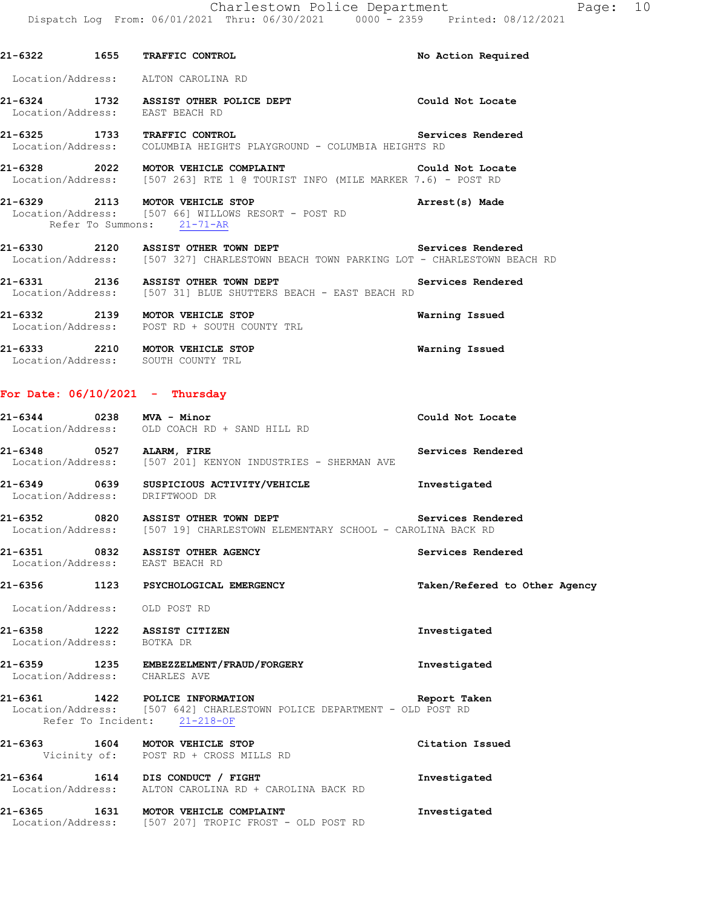**21-6322 1655 TRAFFIC CONTROL** — **No Action Required**
Location/Address: ALTON CAROLINA RD

**21-6324 1732 ASSIST OTHER POLICE DEPT** — **Could Not Locate**
Location/Address: EAST BEACH RD

**21-6325 1733 TRAFFIC CONTROL** — **Services Rendered**
Location/Address: COLUMBIA HEIGHTS PLAYGROUND - COLUMBIA HEIGHTS RD

**21-6328 2022 MOTOR VEHICLE COMPLAINT** — **Could Not Locate**
Location/Address: [507 263] RTE 1 @ TOURIST INFO (MILE MARKER 7.6) - POST RD

**21-6329 2113 MOTOR VEHICLE STOP** — **Arrest(s) Made**
Location/Address: [507 66] WILLOWS RESORT - POST RD
Refer To Summons: 21-71-AR

**21-6330 2120 ASSIST OTHER TOWN DEPT** — **Services Rendered**
Location/Address: [507 327] CHARLESTOWN BEACH TOWN PARKING LOT - CHARLESTOWN BEACH RD

**21-6331 2136 ASSIST OTHER TOWN DEPT** — **Services Rendered**
Location/Address: [507 31] BLUE SHUTTERS BEACH - EAST BEACH RD

**21-6332 2139 MOTOR VEHICLE STOP** — **Warning Issued**
Location/Address: POST RD + SOUTH COUNTY TRL

**21-6333 2210 MOTOR VEHICLE STOP** — **Warning Issued**
Location/Address: SOUTH COUNTY TRL

## For Date: 06/10/2021 - Thursday

**21-6344 0238 MVA - Minor** — **Could Not Locate**
Location/Address: OLD COACH RD + SAND HILL RD

**21-6348 0527 ALARM, FIRE** — **Services Rendered**
Location/Address: [507 201] KENYON INDUSTRIES - SHERMAN AVE

**21-6349 0639 SUSPICIOUS ACTIVITY/VEHICLE** — **Investigated**
Location/Address: DRIFTWOOD DR

**21-6352 0820 ASSIST OTHER TOWN DEPT** — **Services Rendered**
Location/Address: [507 19] CHARLESTOWN ELEMENTARY SCHOOL - CAROLINA BACK RD

**21-6351 0832 ASSIST OTHER AGENCY** — **Services Rendered**
Location/Address: EAST BEACH RD

**21-6356 1123 PSYCHOLOGICAL EMERGENCY** — **Taken/Refered to Other Agency**
Location/Address: OLD POST RD

**21-6358 1222 ASSIST CITIZEN** — **Investigated**
Location/Address: BOTKA DR

**21-6359 1235 EMBEZZELMENT/FRAUD/FORGERY** — **Investigated**
Location/Address: CHARLES AVE

**21-6361 1422 POLICE INFORMATION** — **Report Taken**
Location/Address: [507 642] CHARLESTOWN POLICE DEPARTMENT - OLD POST RD
Refer To Incident: 21-218-OF

**21-6363 1604 MOTOR VEHICLE STOP** — **Citation Issued**
Vicinity of: POST RD + CROSS MILLS RD

**21-6364 1614 DIS CONDUCT / FIGHT** — **Investigated**
Location/Address: ALTON CAROLINA RD + CAROLINA BACK RD

**21-6365 1631 MOTOR VEHICLE COMPLAINT** — **Investigated**
Location/Address: [507 207] TROPIC FROST - OLD POST RD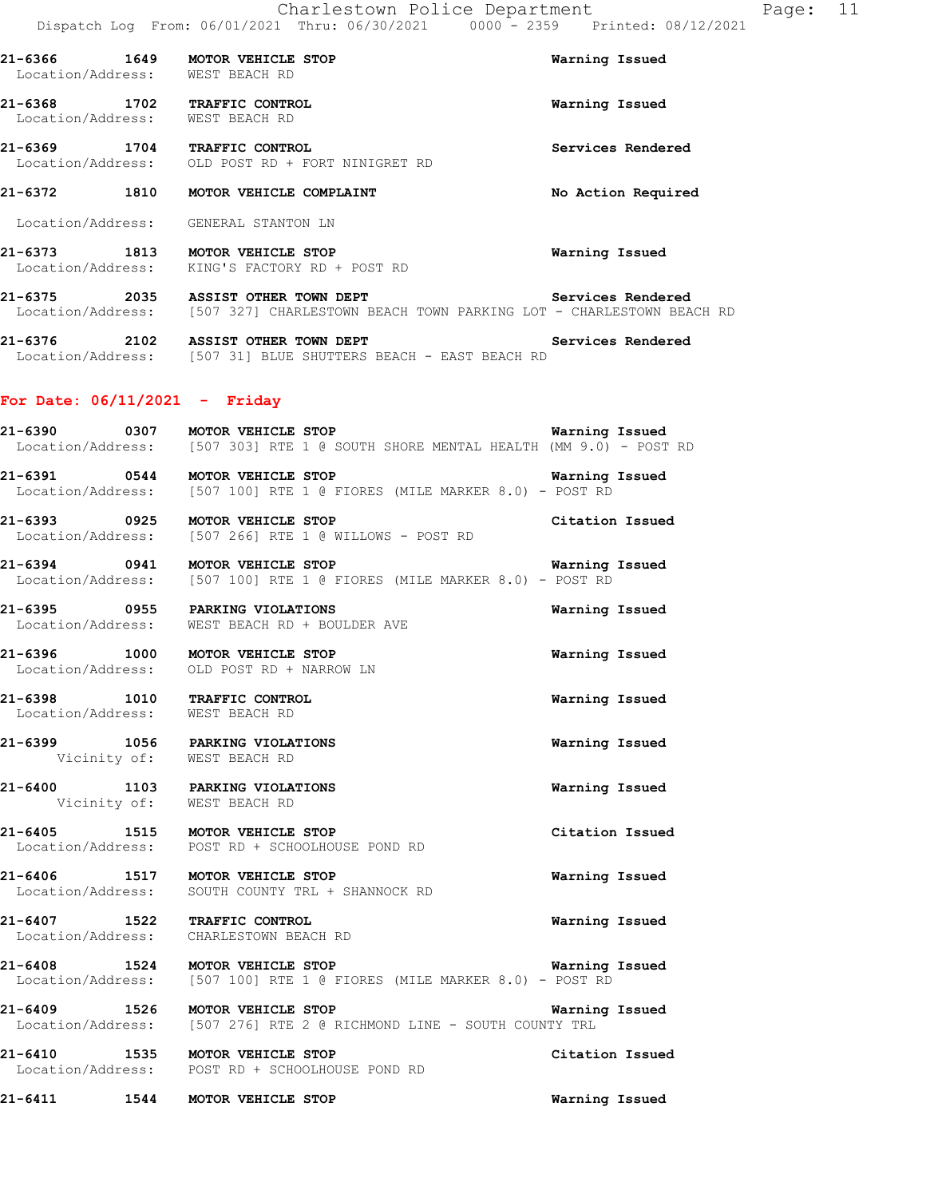21-6366 1649 MOTOR VEHICLE STOP Warning Issued
Location/Address: WEST BEACH RD

21-6368 1702 TRAFFIC CONTROL Warning Issued
Location/Address: WEST BEACH RD

21-6369 1704 TRAFFIC CONTROL Services Rendered
Location/Address: OLD POST RD + FORT NINIGRET RD

21-6372 1810 MOTOR VEHICLE COMPLAINT No Action Required
Location/Address: GENERAL STANTON LN

21-6373 1813 MOTOR VEHICLE STOP Warning Issued
Location/Address: KING'S FACTORY RD + POST RD

21-6375 2035 ASSIST OTHER TOWN DEPT Services Rendered
Location/Address: [507 327] CHARLESTOWN BEACH TOWN PARKING LOT - CHARLESTOWN BEACH RD

21-6376 2102 ASSIST OTHER TOWN DEPT Services Rendered
Location/Address: [507 31] BLUE SHUTTERS BEACH - EAST BEACH RD

## For Date: 06/11/2021 - Friday

21-6390 0307 MOTOR VEHICLE STOP Warning Issued
Location/Address: [507 303] RTE 1 @ SOUTH SHORE MENTAL HEALTH (MM 9.0) - POST RD

21-6391 0544 MOTOR VEHICLE STOP Warning Issued
Location/Address: [507 100] RTE 1 @ FIORES (MILE MARKER 8.0) - POST RD

21-6393 0925 MOTOR VEHICLE STOP Citation Issued
Location/Address: [507 266] RTE 1 @ WILLOWS - POST RD

21-6394 0941 MOTOR VEHICLE STOP Warning Issued
Location/Address: [507 100] RTE 1 @ FIORES (MILE MARKER 8.0) - POST RD

21-6395 0955 PARKING VIOLATIONS Warning Issued
Location/Address: WEST BEACH RD + BOULDER AVE

21-6396 1000 MOTOR VEHICLE STOP Warning Issued
Location/Address: OLD POST RD + NARROW LN

21-6398 1010 TRAFFIC CONTROL Warning Issued
Location/Address: WEST BEACH RD

21-6399 1056 PARKING VIOLATIONS Warning Issued
Vicinity of: WEST BEACH RD

21-6400 1103 PARKING VIOLATIONS Warning Issued
Vicinity of: WEST BEACH RD

21-6405 1515 MOTOR VEHICLE STOP Citation Issued
Location/Address: POST RD + SCHOOLHOUSE POND RD

21-6406 1517 MOTOR VEHICLE STOP Warning Issued
Location/Address: SOUTH COUNTY TRL + SHANNOCK RD

21-6407 1522 TRAFFIC CONTROL Warning Issued
Location/Address: CHARLESTOWN BEACH RD

21-6408 1524 MOTOR VEHICLE STOP Warning Issued
Location/Address: [507 100] RTE 1 @ FIORES (MILE MARKER 8.0) - POST RD

21-6409 1526 MOTOR VEHICLE STOP Warning Issued
Location/Address: [507 276] RTE 2 @ RICHMOND LINE - SOUTH COUNTY TRL

21-6410 1535 MOTOR VEHICLE STOP Citation Issued
Location/Address: POST RD + SCHOOLHOUSE POND RD

21-6411 1544 MOTOR VEHICLE STOP Warning Issued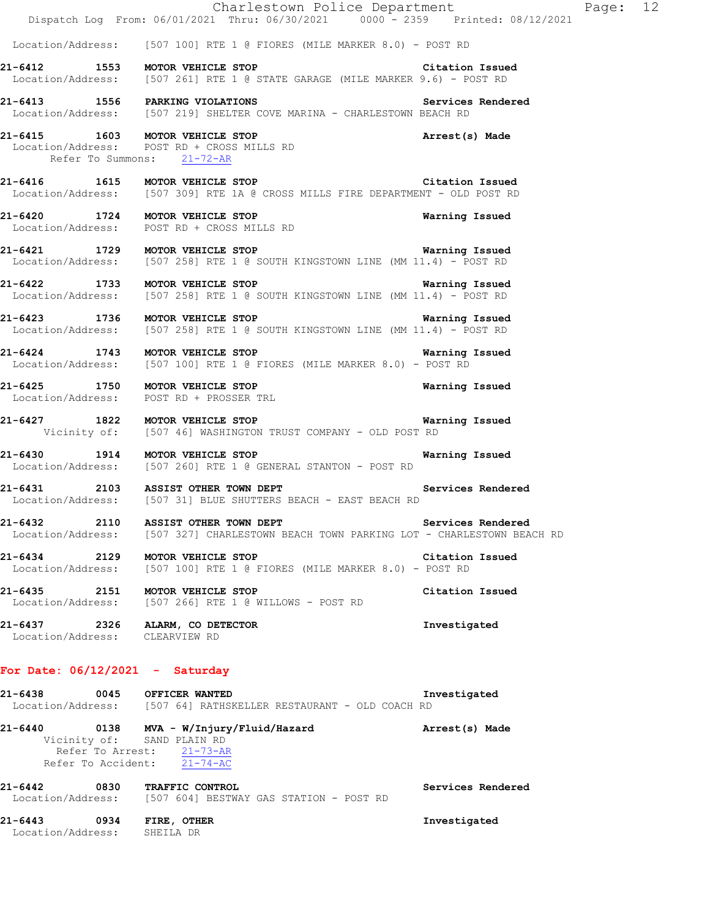Location/Address: [507 100] RTE 1 @ FIORES (MILE MARKER 8.0) - POST RD

**21-6412 1553 MOTOR VEHICLE STOP** Citation Issued
Location/Address: [507 261] RTE 1 @ STATE GARAGE (MILE MARKER 9.6) - POST RD

**21-6413 1556 PARKING VIOLATIONS** Services Rendered
Location/Address: [507 219] SHELTER COVE MARINA - CHARLESTOWN BEACH RD

**21-6415 1603 MOTOR VEHICLE STOP** Arrest(s) Made
Location/Address: POST RD + CROSS MILLS RD
Refer To Summons: 21-72-AR

**21-6416 1615 MOTOR VEHICLE STOP** Citation Issued
Location/Address: [507 309] RTE 1A @ CROSS MILLS FIRE DEPARTMENT - OLD POST RD

**21-6420 1724 MOTOR VEHICLE STOP** Warning Issued
Location/Address: POST RD + CROSS MILLS RD

**21-6421 1729 MOTOR VEHICLE STOP** Warning Issued
Location/Address: [507 258] RTE 1 @ SOUTH KINGSTOWN LINE (MM 11.4) - POST RD

**21-6422 1733 MOTOR VEHICLE STOP** Warning Issued
Location/Address: [507 258] RTE 1 @ SOUTH KINGSTOWN LINE (MM 11.4) - POST RD

**21-6423 1736 MOTOR VEHICLE STOP** Warning Issued
Location/Address: [507 258] RTE 1 @ SOUTH KINGSTOWN LINE (MM 11.4) - POST RD

**21-6424 1743 MOTOR VEHICLE STOP** Warning Issued
Location/Address: [507 100] RTE 1 @ FIORES (MILE MARKER 8.0) - POST RD

**21-6425 1750 MOTOR VEHICLE STOP** Warning Issued
Location/Address: POST RD + PROSSER TRL

**21-6427 1822 MOTOR VEHICLE STOP** Warning Issued
Vicinity of: [507 46] WASHINGTON TRUST COMPANY - OLD POST RD

**21-6430 1914 MOTOR VEHICLE STOP** Warning Issued
Location/Address: [507 260] RTE 1 @ GENERAL STANTON - POST RD

**21-6431 2103 ASSIST OTHER TOWN DEPT** Services Rendered
Location/Address: [507 31] BLUE SHUTTERS BEACH - EAST BEACH RD

**21-6432 2110 ASSIST OTHER TOWN DEPT** Services Rendered
Location/Address: [507 327] CHARLESTOWN BEACH TOWN PARKING LOT - CHARLESTOWN BEACH RD

**21-6434 2129 MOTOR VEHICLE STOP** Citation Issued
Location/Address: [507 100] RTE 1 @ FIORES (MILE MARKER 8.0) - POST RD

**21-6435 2151 MOTOR VEHICLE STOP** Citation Issued
Location/Address: [507 266] RTE 1 @ WILLOWS - POST RD

**21-6437 2326 ALARM, CO DETECTOR** Investigated
Location/Address: CLEARVIEW RD

## For Date: 06/12/2021 - Saturday

**21-6438 0045 OFFICER WANTED** Investigated
Location/Address: [507 64] RATHSKELLER RESTAURANT - OLD COACH RD

**21-6440 0138 MVA - W/Injury/Fluid/Hazard** Arrest(s) Made
Vicinity of: SAND PLAIN RD
Refer To Arrest: 21-73-AR
Refer To Accident: 21-74-AC

**21-6442 0830 TRAFFIC CONTROL** Services Rendered
Location/Address: [507 604] BESTWAY GAS STATION - POST RD

**21-6443 0934 FIRE, OTHER** Investigated
Location/Address: SHEILA DR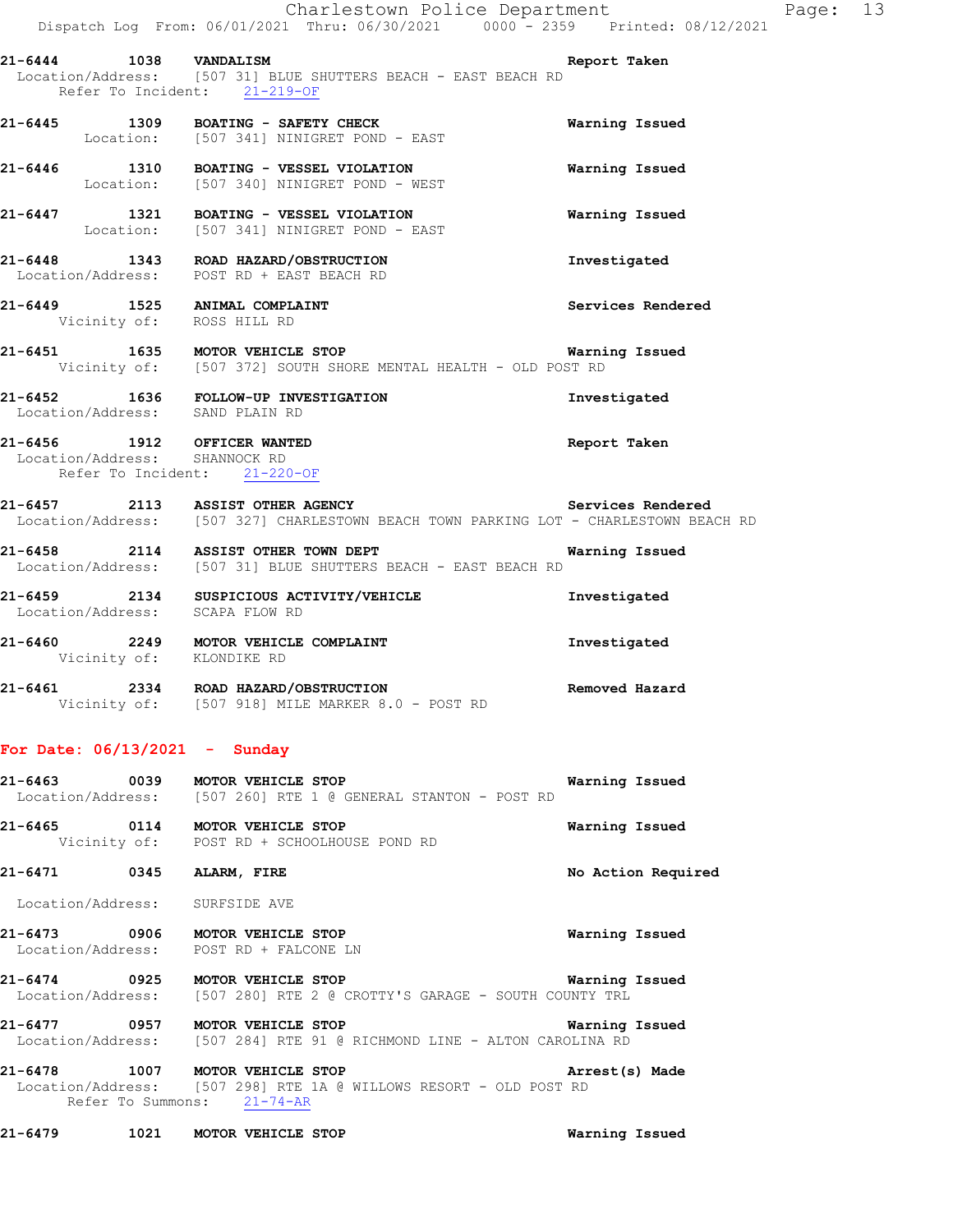**21-6444 1038 VANDALISM** — Report Taken
Location/Address: [507 31] BLUE SHUTTERS BEACH - EAST BEACH RD
Refer To Incident: 21-219-OF

**21-6445 1309 BOATING - SAFETY CHECK** — Warning Issued
Location: [507 341] NINIGRET POND - EAST

**21-6446 1310 BOATING - VESSEL VIOLATION** — Warning Issued
Location: [507 340] NINIGRET POND - WEST

**21-6447 1321 BOATING - VESSEL VIOLATION** — Warning Issued
Location: [507 341] NINIGRET POND - EAST

**21-6448 1343 ROAD HAZARD/OBSTRUCTION** — Investigated
Location/Address: POST RD + EAST BEACH RD

**21-6449 1525 ANIMAL COMPLAINT** — Services Rendered
Vicinity of: ROSS HILL RD

**21-6451 1635 MOTOR VEHICLE STOP** — Warning Issued
Vicinity of: [507 372] SOUTH SHORE MENTAL HEALTH - OLD POST RD

**21-6452 1636 FOLLOW-UP INVESTIGATION** — Investigated
Location/Address: SAND PLAIN RD

**21-6456 1912 OFFICER WANTED** — Report Taken
Location/Address: SHANNOCK RD
Refer To Incident: 21-220-OF

**21-6457 2113 ASSIST OTHER AGENCY** — Services Rendered
Location/Address: [507 327] CHARLESTOWN BEACH TOWN PARKING LOT - CHARLESTOWN BEACH RD

**21-6458 2114 ASSIST OTHER TOWN DEPT** — Warning Issued
Location/Address: [507 31] BLUE SHUTTERS BEACH - EAST BEACH RD

**21-6459 2134 SUSPICIOUS ACTIVITY/VEHICLE** — Investigated
Location/Address: SCAPA FLOW RD

**21-6460 2249 MOTOR VEHICLE COMPLAINT** — Investigated
Vicinity of: KLONDIKE RD

**21-6461 2334 ROAD HAZARD/OBSTRUCTION** — Removed Hazard
Vicinity of: [507 918] MILE MARKER 8.0 - POST RD

## For Date: 06/13/2021 - Sunday

**21-6463 0039 MOTOR VEHICLE STOP** — Warning Issued
Location/Address: [507 260] RTE 1 @ GENERAL STANTON - POST RD

**21-6465 0114 MOTOR VEHICLE STOP** — Warning Issued
Vicinity of: POST RD + SCHOOLHOUSE POND RD

**21-6471 0345 ALARM, FIRE** — No Action Required
Location/Address: SURFSIDE AVE

**21-6473 0906 MOTOR VEHICLE STOP** — Warning Issued
Location/Address: POST RD + FALCONE LN

**21-6474 0925 MOTOR VEHICLE STOP** — Warning Issued
Location/Address: [507 280] RTE 2 @ CROTTY'S GARAGE - SOUTH COUNTY TRL

**21-6477 0957 MOTOR VEHICLE STOP** — Warning Issued
Location/Address: [507 284] RTE 91 @ RICHMOND LINE - ALTON CAROLINA RD

**21-6478 1007 MOTOR VEHICLE STOP** — Arrest(s) Made
Location/Address: [507 298] RTE 1A @ WILLOWS RESORT - OLD POST RD
Refer To Summons: 21-74-AR

**21-6479 1021 MOTOR VEHICLE STOP** — Warning Issued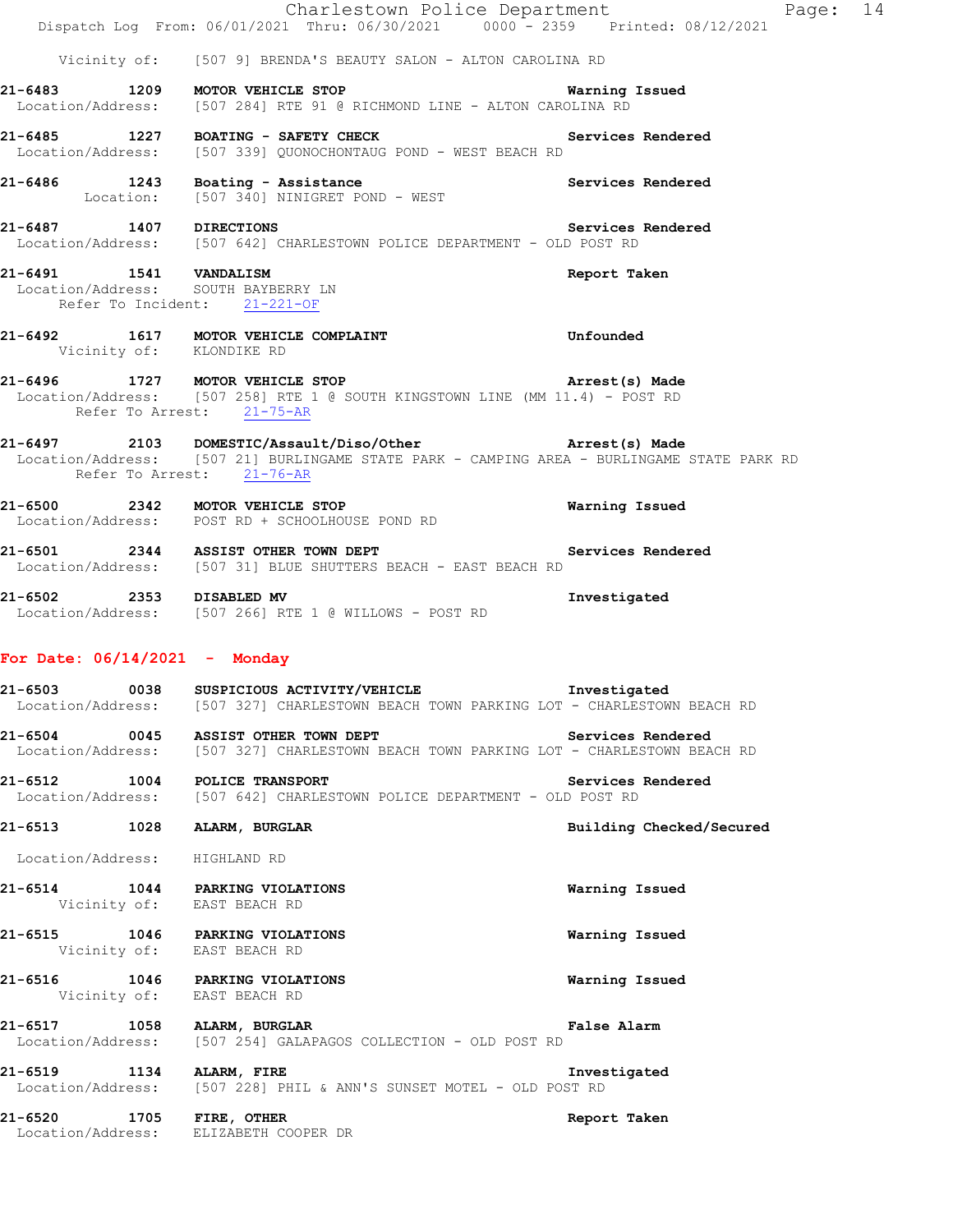Vicinity of: [507 9] BRENDA'S BEAUTY SALON - ALTON CAROLINA RD

**21-6483 1209 MOTOR VEHICLE STOP** — **Warning Issued**
Location/Address: [507 284] RTE 91 @ RICHMOND LINE - ALTON CAROLINA RD

**21-6485 1227 BOATING - SAFETY CHECK** — **Services Rendered**
Location/Address: [507 339] QUONOCHONTAUG POND - WEST BEACH RD

**21-6486 1243 Boating - Assistance** — **Services Rendered**
Location: [507 340] NINIGRET POND - WEST

**21-6487 1407 DIRECTIONS** — **Services Rendered**
Location/Address: [507 642] CHARLESTOWN POLICE DEPARTMENT - OLD POST RD

**21-6491 1541 VANDALISM** — **Report Taken**
Location/Address: SOUTH BAYBERRY LN
Refer To Incident: 21-221-OF

**21-6492 1617 MOTOR VEHICLE COMPLAINT** — **Unfounded**
Vicinity of: KLONDIKE RD

**21-6496 1727 MOTOR VEHICLE STOP** — **Arrest(s) Made**
Location/Address: [507 258] RTE 1 @ SOUTH KINGSTOWN LINE (MM 11.4) - POST RD
Refer To Arrest: 21-75-AR

**21-6497 2103 DOMESTIC/Assault/Diso/Other** — **Arrest(s) Made**
Location/Address: [507 21] BURLINGAME STATE PARK - CAMPING AREA - BURLINGAME STATE PARK RD
Refer To Arrest: 21-76-AR

**21-6500 2342 MOTOR VEHICLE STOP** — **Warning Issued**
Location/Address: POST RD + SCHOOLHOUSE POND RD

**21-6501 2344 ASSIST OTHER TOWN DEPT** — **Services Rendered**
Location/Address: [507 31] BLUE SHUTTERS BEACH - EAST BEACH RD

**21-6502 2353 DISABLED MV** — **Investigated**
Location/Address: [507 266] RTE 1 @ WILLOWS - POST RD

## For Date: 06/14/2021 - Monday

**21-6503 0038 SUSPICIOUS ACTIVITY/VEHICLE** — **Investigated**
Location/Address: [507 327] CHARLESTOWN BEACH TOWN PARKING LOT - CHARLESTOWN BEACH RD

**21-6504 0045 ASSIST OTHER TOWN DEPT** — **Services Rendered**
Location/Address: [507 327] CHARLESTOWN BEACH TOWN PARKING LOT - CHARLESTOWN BEACH RD

**21-6512 1004 POLICE TRANSPORT** — **Services Rendered**
Location/Address: [507 642] CHARLESTOWN POLICE DEPARTMENT - OLD POST RD

**21-6513 1028 ALARM, BURGLAR** — **Building Checked/Secured**
Location/Address: HIGHLAND RD

**21-6514 1044 PARKING VIOLATIONS** — **Warning Issued**
Vicinity of: EAST BEACH RD

**21-6515 1046 PARKING VIOLATIONS** — **Warning Issued**
Vicinity of: EAST BEACH RD

**21-6516 1046 PARKING VIOLATIONS** — **Warning Issued**
Vicinity of: EAST BEACH RD

**21-6517 1058 ALARM, BURGLAR** — **False Alarm**
Location/Address: [507 254] GALAPAGOS COLLECTION - OLD POST RD

**21-6519 1134 ALARM, FIRE** — **Investigated**
Location/Address: [507 228] PHIL & ANN'S SUNSET MOTEL - OLD POST RD

**21-6520 1705 FIRE, OTHER** — **Report Taken**
Location/Address: ELIZABETH COOPER DR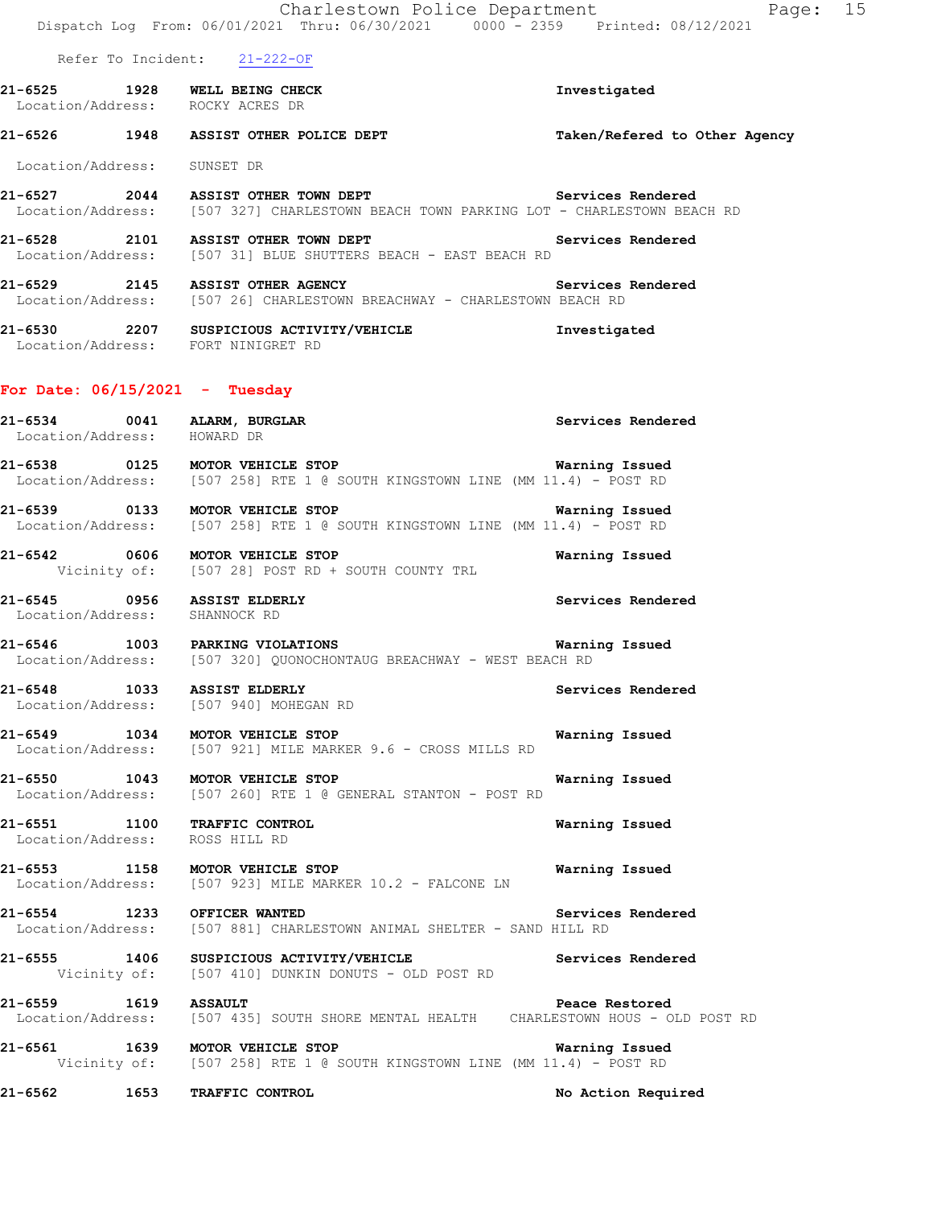Refer To Incident: 21-222-OF

**21-6525 1928 WELL BEING CHECK** — **Investigated**
Location/Address: ROCKY ACRES DR

**21-6526 1948 ASSIST OTHER POLICE DEPT** — **Taken/Refered to Other Agency**
Location/Address: SUNSET DR

**21-6527 2044 ASSIST OTHER TOWN DEPT** — **Services Rendered**
Location/Address: [507 327] CHARLESTOWN BEACH TOWN PARKING LOT - CHARLESTOWN BEACH RD

**21-6528 2101 ASSIST OTHER TOWN DEPT** — **Services Rendered**
Location/Address: [507 31] BLUE SHUTTERS BEACH - EAST BEACH RD

**21-6529 2145 ASSIST OTHER AGENCY** — **Services Rendered**
Location/Address: [507 26] CHARLESTOWN BREACHWAY - CHARLESTOWN BEACH RD

**21-6530 2207 SUSPICIOUS ACTIVITY/VEHICLE** — **Investigated**
Location/Address: FORT NINIGRET RD

## For Date: 06/15/2021 - Tuesday

**21-6534 0041 ALARM, BURGLAR** — **Services Rendered**
Location/Address: HOWARD DR

**21-6538 0125 MOTOR VEHICLE STOP** — **Warning Issued**
Location/Address: [507 258] RTE 1 @ SOUTH KINGSTOWN LINE (MM 11.4) - POST RD

**21-6539 0133 MOTOR VEHICLE STOP** — **Warning Issued**
Location/Address: [507 258] RTE 1 @ SOUTH KINGSTOWN LINE (MM 11.4) - POST RD

**21-6542 0606 MOTOR VEHICLE STOP** — **Warning Issued**
Vicinity of: [507 28] POST RD + SOUTH COUNTY TRL

**21-6545 0956 ASSIST ELDERLY** — **Services Rendered**
Location/Address: SHANNOCK RD

**21-6546 1003 PARKING VIOLATIONS** — **Warning Issued**
Location/Address: [507 320] QUONOCHONTAUG BREACHWAY - WEST BEACH RD

**21-6548 1033 ASSIST ELDERLY** — **Services Rendered**
Location/Address: [507 940] MOHEGAN RD

**21-6549 1034 MOTOR VEHICLE STOP** — **Warning Issued**
Location/Address: [507 921] MILE MARKER 9.6 - CROSS MILLS RD

**21-6550 1043 MOTOR VEHICLE STOP** — **Warning Issued**
Location/Address: [507 260] RTE 1 @ GENERAL STANTON - POST RD

**21-6551 1100 TRAFFIC CONTROL** — **Warning Issued**
Location/Address: ROSS HILL RD

**21-6553 1158 MOTOR VEHICLE STOP** — **Warning Issued**
Location/Address: [507 923] MILE MARKER 10.2 - FALCONE LN

**21-6554 1233 OFFICER WANTED** — **Services Rendered**
Location/Address: [507 881] CHARLESTOWN ANIMAL SHELTER - SAND HILL RD

**21-6555 1406 SUSPICIOUS ACTIVITY/VEHICLE** — **Services Rendered**
Vicinity of: [507 410] DUNKIN DONUTS - OLD POST RD

**21-6559 1619 ASSAULT** — **Peace Restored**
Location/Address: [507 435] SOUTH SHORE MENTAL HEALTH CHARLESTOWN HOUS - OLD POST RD

**21-6561 1639 MOTOR VEHICLE STOP** — **Warning Issued**
Vicinity of: [507 258] RTE 1 @ SOUTH KINGSTOWN LINE (MM 11.4) - POST RD

**21-6562 1653 TRAFFIC CONTROL** — **No Action Required**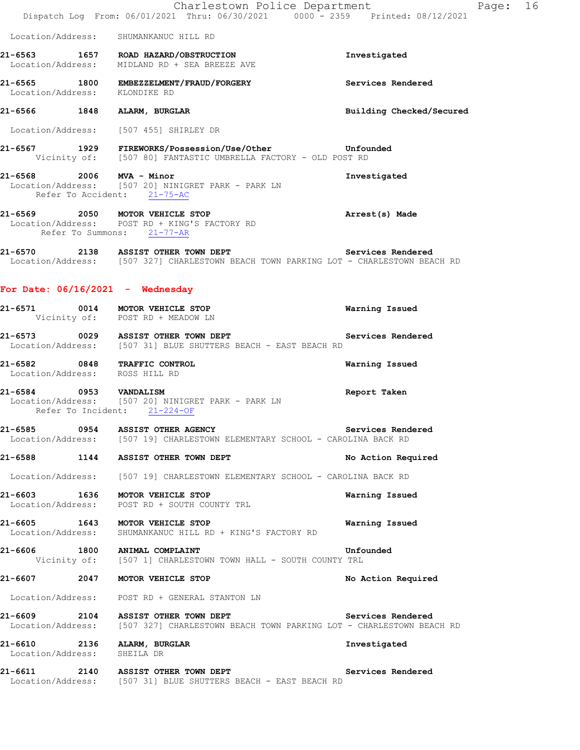Location/Address: SHUMANKANUC HILL RD

**21-6563 1657 ROAD HAZARD/OBSTRUCTION** **Investigated**
Location/Address: MIDLAND RD + SEA BREEZE AVE

**21-6565 1800 EMBEZZELMENT/FRAUD/FORGERY** **Services Rendered**
Location/Address: KLONDIKE RD

**21-6566 1848 ALARM, BURGLAR** **Building Checked/Secured**
Location/Address: [507 455] SHIRLEY DR

**21-6567 1929 FIREWORKS/Possession/Use/Other** **Unfounded**
Vicinity of: [507 80] FANTASTIC UMBRELLA FACTORY - OLD POST RD

**21-6568 2006 MVA - Minor** **Investigated**
Location/Address: [507 20] NINIGRET PARK - PARK LN
Refer To Accident: 21-75-AC

**21-6569 2050 MOTOR VEHICLE STOP** **Arrest(s) Made**
Location/Address: POST RD + KING'S FACTORY RD
Refer To Summons: 21-77-AR

**21-6570 2138 ASSIST OTHER TOWN DEPT** **Services Rendered**
Location/Address: [507 327] CHARLESTOWN BEACH TOWN PARKING LOT - CHARLESTOWN BEACH RD

## For Date: 06/16/2021 - Wednesday

**21-6571 0014 MOTOR VEHICLE STOP** **Warning Issued**
Vicinity of: POST RD + MEADOW LN

**21-6573 0029 ASSIST OTHER TOWN DEPT** **Services Rendered**
Location/Address: [507 31] BLUE SHUTTERS BEACH - EAST BEACH RD

**21-6582 0848 TRAFFIC CONTROL** **Warning Issued**
Location/Address: ROSS HILL RD

**21-6584 0953 VANDALISM** **Report Taken**
Location/Address: [507 20] NINIGRET PARK - PARK LN
Refer To Incident: 21-224-OF

**21-6585 0954 ASSIST OTHER AGENCY** **Services Rendered**
Location/Address: [507 19] CHARLESTOWN ELEMENTARY SCHOOL - CAROLINA BACK RD

**21-6588 1144 ASSIST OTHER TOWN DEPT** **No Action Required**
Location/Address: [507 19] CHARLESTOWN ELEMENTARY SCHOOL - CAROLINA BACK RD

**21-6603 1636 MOTOR VEHICLE STOP** **Warning Issued**
Location/Address: POST RD + SOUTH COUNTY TRL

**21-6605 1643 MOTOR VEHICLE STOP** **Warning Issued**
Location/Address: SHUMANKANUC HILL RD + KING'S FACTORY RD

**21-6606 1800 ANIMAL COMPLAINT** **Unfounded**
Vicinity of: [507 1] CHARLESTOWN TOWN HALL - SOUTH COUNTY TRL

**21-6607 2047 MOTOR VEHICLE STOP** **No Action Required**
Location/Address: POST RD + GENERAL STANTON LN

**21-6609 2104 ASSIST OTHER TOWN DEPT** **Services Rendered**
Location/Address: [507 327] CHARLESTOWN BEACH TOWN PARKING LOT - CHARLESTOWN BEACH RD

**21-6610 2136 ALARM, BURGLAR** **Investigated**
Location/Address: SHEILA DR

**21-6611 2140 ASSIST OTHER TOWN DEPT** **Services Rendered**
Location/Address: [507 31] BLUE SHUTTERS BEACH - EAST BEACH RD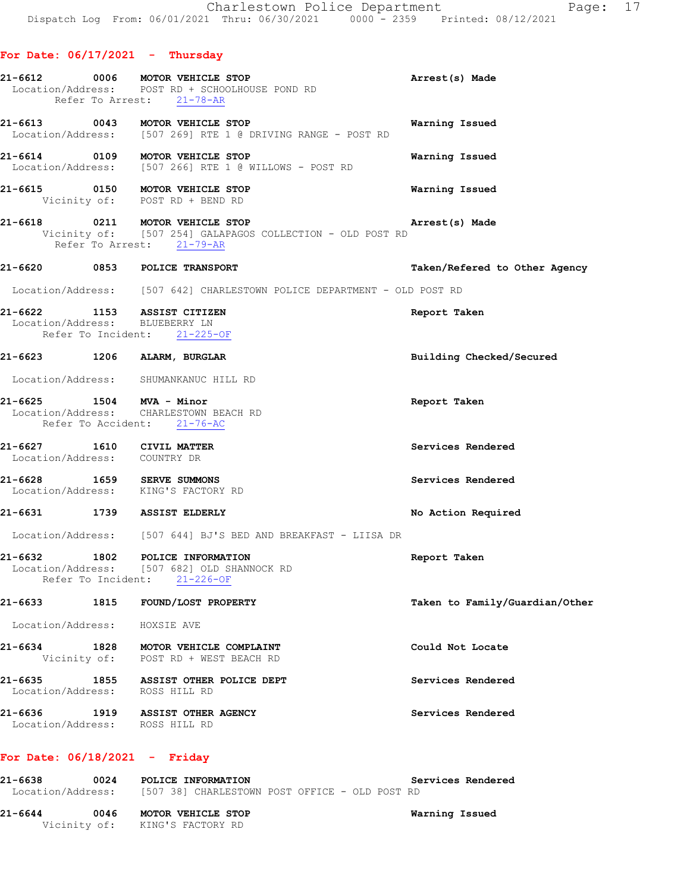## For Date: 06/17/2021 - Thursday

**21-6612 0006 MOTOR VEHICLE STOP** — Arrest(s) Made
Location/Address: POST RD + SCHOOLHOUSE POND RD
Refer To Arrest: 21-78-AR

**21-6613 0043 MOTOR VEHICLE STOP** — Warning Issued
Location/Address: [507 269] RTE 1 @ DRIVING RANGE - POST RD

**21-6614 0109 MOTOR VEHICLE STOP** — Warning Issued
Location/Address: [507 266] RTE 1 @ WILLOWS - POST RD

**21-6615 0150 MOTOR VEHICLE STOP** — Warning Issued
Vicinity of: POST RD + BEND RD

**21-6618 0211 MOTOR VEHICLE STOP** — Arrest(s) Made
Vicinity of: [507 254] GALAPAGOS COLLECTION - OLD POST RD
Refer To Arrest: 21-79-AR

**21-6620 0853 POLICE TRANSPORT** — Taken/Refered to Other Agency
Location/Address: [507 642] CHARLESTOWN POLICE DEPARTMENT - OLD POST RD

**21-6622 1153 ASSIST CITIZEN** — Report Taken
Location/Address: BLUEBERRY LN
Refer To Incident: 21-225-OF

**21-6623 1206 ALARM, BURGLAR** — Building Checked/Secured
Location/Address: SHUMANKANUC HILL RD

**21-6625 1504 MVA - Minor** — Report Taken
Location/Address: CHARLESTOWN BEACH RD
Refer To Accident: 21-76-AC

**21-6627 1610 CIVIL MATTER** — Services Rendered
Location/Address: COUNTRY DR

**21-6628 1659 SERVE SUMMONS** — Services Rendered
Location/Address: KING'S FACTORY RD

**21-6631 1739 ASSIST ELDERLY** — No Action Required
Location/Address: [507 644] BJ'S BED AND BREAKFAST - LIISA DR

**21-6632 1802 POLICE INFORMATION** — Report Taken
Location/Address: [507 682] OLD SHANNOCK RD
Refer To Incident: 21-226-OF

**21-6633 1815 FOUND/LOST PROPERTY** — Taken to Family/Guardian/Other
Location/Address: HOXSIE AVE

**21-6634 1828 MOTOR VEHICLE COMPLAINT** — Could Not Locate
Vicinity of: POST RD + WEST BEACH RD

**21-6635 1855 ASSIST OTHER POLICE DEPT** — Services Rendered
Location/Address: ROSS HILL RD

**21-6636 1919 ASSIST OTHER AGENCY** — Services Rendered
Location/Address: ROSS HILL RD

## For Date: 06/18/2021 - Friday

**21-6638 0024 POLICE INFORMATION** — Services Rendered
Location/Address: [507 38] CHARLESTOWN POST OFFICE - OLD POST RD

**21-6644 0046 MOTOR VEHICLE STOP** — Warning Issued
Vicinity of: KING'S FACTORY RD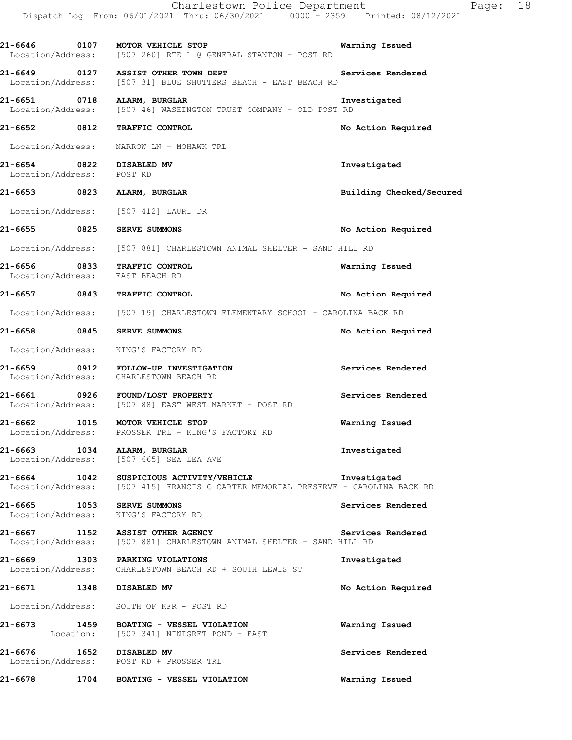21-6646 0107 **MOTOR VEHICLE STOP** **Warning Issued**
Location/Address: [507 260] RTE 1 @ GENERAL STANTON - POST RD

21-6649 0127 **ASSIST OTHER TOWN DEPT** **Services Rendered**
Location/Address: [507 31] BLUE SHUTTERS BEACH - EAST BEACH RD

21-6651 0718 **ALARM, BURGLAR** **Investigated**
Location/Address: [507 46] WASHINGTON TRUST COMPANY - OLD POST RD

21-6652 0812 **TRAFFIC CONTROL** **No Action Required**
Location/Address: NARROW LN + MOHAWK TRL

21-6654 0822 **DISABLED MV** **Investigated**
Location/Address: POST RD

21-6653 0823 **ALARM, BURGLAR** **Building Checked/Secured**
Location/Address: [507 412] LAURI DR

21-6655 0825 **SERVE SUMMONS** **No Action Required**
Location/Address: [507 881] CHARLESTOWN ANIMAL SHELTER - SAND HILL RD

21-6656 0833 **TRAFFIC CONTROL** **Warning Issued**
Location/Address: EAST BEACH RD

21-6657 0843 **TRAFFIC CONTROL** **No Action Required**
Location/Address: [507 19] CHARLESTOWN ELEMENTARY SCHOOL - CAROLINA BACK RD

21-6658 0845 **SERVE SUMMONS** **No Action Required**
Location/Address: KING'S FACTORY RD

21-6659 0912 **FOLLOW-UP INVESTIGATION** **Services Rendered**
Location/Address: CHARLESTOWN BEACH RD

21-6661 0926 **FOUND/LOST PROPERTY** **Services Rendered**
Location/Address: [507 88] EAST WEST MARKET - POST RD

21-6662 1015 **MOTOR VEHICLE STOP** **Warning Issued**
Location/Address: PROSSER TRL + KING'S FACTORY RD

21-6663 1034 **ALARM, BURGLAR** **Investigated**
Location/Address: [507 665] SEA LEA AVE

21-6664 1042 **SUSPICIOUS ACTIVITY/VEHICLE** **Investigated**
Location/Address: [507 415] FRANCIS C CARTER MEMORIAL PRESERVE - CAROLINA BACK RD

21-6665 1053 **SERVE SUMMONS** **Services Rendered**
Location/Address: KING'S FACTORY RD

21-6667 1152 **ASSIST OTHER AGENCY** **Services Rendered**
Location/Address: [507 881] CHARLESTOWN ANIMAL SHELTER - SAND HILL RD

21-6669 1303 **PARKING VIOLATIONS** **Investigated**
Location/Address: CHARLESTOWN BEACH RD + SOUTH LEWIS ST

21-6671 1348 **DISABLED MV** **No Action Required**
Location/Address: SOUTH OF KFR - POST RD

21-6673 1459 **BOATING - VESSEL VIOLATION** **Warning Issued**
Location: [507 341] NINIGRET POND - EAST

21-6676 1652 **DISABLED MV** **Services Rendered**
Location/Address: POST RD + PROSSER TRL

21-6678 1704 **BOATING - VESSEL VIOLATION** **Warning Issued**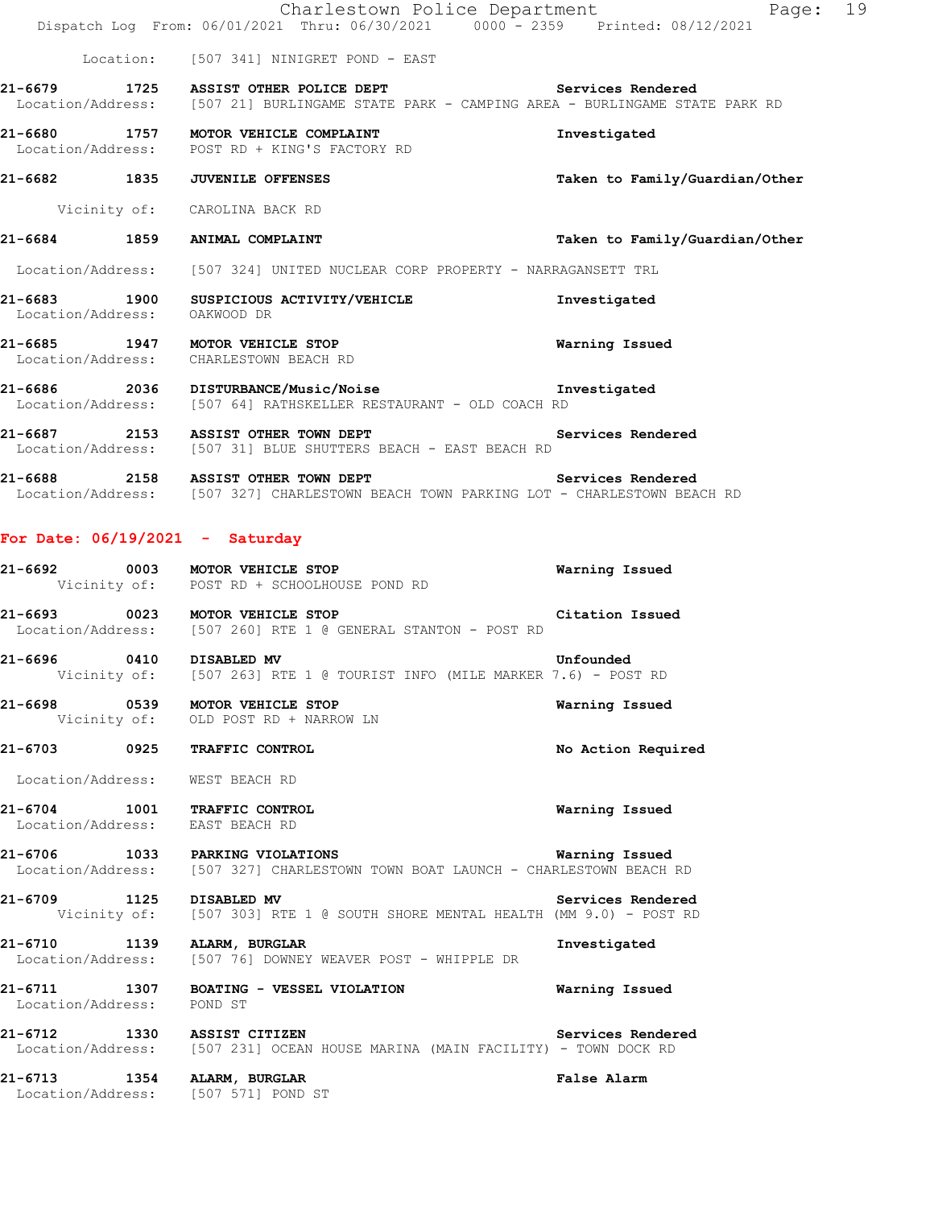Location: [507 341] NINIGRET POND - EAST

**21-6679 1725 ASSIST OTHER POLICE DEPT** — Services Rendered
Location/Address: [507 21] BURLINGAME STATE PARK - CAMPING AREA - BURLINGAME STATE PARK RD

**21-6680 1757 MOTOR VEHICLE COMPLAINT** — Investigated
Location/Address: POST RD + KING'S FACTORY RD

**21-6682 1835 JUVENILE OFFENSES** — Taken to Family/Guardian/Other
Vicinity of: CAROLINA BACK RD

**21-6684 1859 ANIMAL COMPLAINT** — Taken to Family/Guardian/Other
Location/Address: [507 324] UNITED NUCLEAR CORP PROPERTY - NARRAGANSETT TRL

**21-6683 1900 SUSPICIOUS ACTIVITY/VEHICLE** — Investigated
Location/Address: OAKWOOD DR

**21-6685 1947 MOTOR VEHICLE STOP** — Warning Issued
Location/Address: CHARLESTOWN BEACH RD

**21-6686 2036 DISTURBANCE/Music/Noise** — Investigated
Location/Address: [507 64] RATHSKELLER RESTAURANT - OLD COACH RD

**21-6687 2153 ASSIST OTHER TOWN DEPT** — Services Rendered
Location/Address: [507 31] BLUE SHUTTERS BEACH - EAST BEACH RD

**21-6688 2158 ASSIST OTHER TOWN DEPT** — Services Rendered
Location/Address: [507 327] CHARLESTOWN BEACH TOWN PARKING LOT - CHARLESTOWN BEACH RD

## For Date: 06/19/2021 - Saturday

**21-6692 0003 MOTOR VEHICLE STOP** — Warning Issued
Vicinity of: POST RD + SCHOOLHOUSE POND RD

**21-6693 0023 MOTOR VEHICLE STOP** — Citation Issued
Location/Address: [507 260] RTE 1 @ GENERAL STANTON - POST RD

**21-6696 0410 DISABLED MV** — Unfounded
Vicinity of: [507 263] RTE 1 @ TOURIST INFO (MILE MARKER 7.6) - POST RD

**21-6698 0539 MOTOR VEHICLE STOP** — Warning Issued
Vicinity of: OLD POST RD + NARROW LN

**21-6703 0925 TRAFFIC CONTROL** — No Action Required
Location/Address: WEST BEACH RD

**21-6704 1001 TRAFFIC CONTROL** — Warning Issued
Location/Address: EAST BEACH RD

**21-6706 1033 PARKING VIOLATIONS** — Warning Issued
Location/Address: [507 327] CHARLESTOWN TOWN BOAT LAUNCH - CHARLESTOWN BEACH RD

**21-6709 1125 DISABLED MV** — Services Rendered
Vicinity of: [507 303] RTE 1 @ SOUTH SHORE MENTAL HEALTH (MM 9.0) - POST RD

**21-6710 1139 ALARM, BURGLAR** — Investigated
Location/Address: [507 76] DOWNEY WEAVER POST - WHIPPLE DR

**21-6711 1307 BOATING - VESSEL VIOLATION** — Warning Issued
Location/Address: POND ST

**21-6712 1330 ASSIST CITIZEN** — Services Rendered
Location/Address: [507 231] OCEAN HOUSE MARINA (MAIN FACILITY) - TOWN DOCK RD

**21-6713 1354 ALARM, BURGLAR** — False Alarm
Location/Address: [507 571] POND ST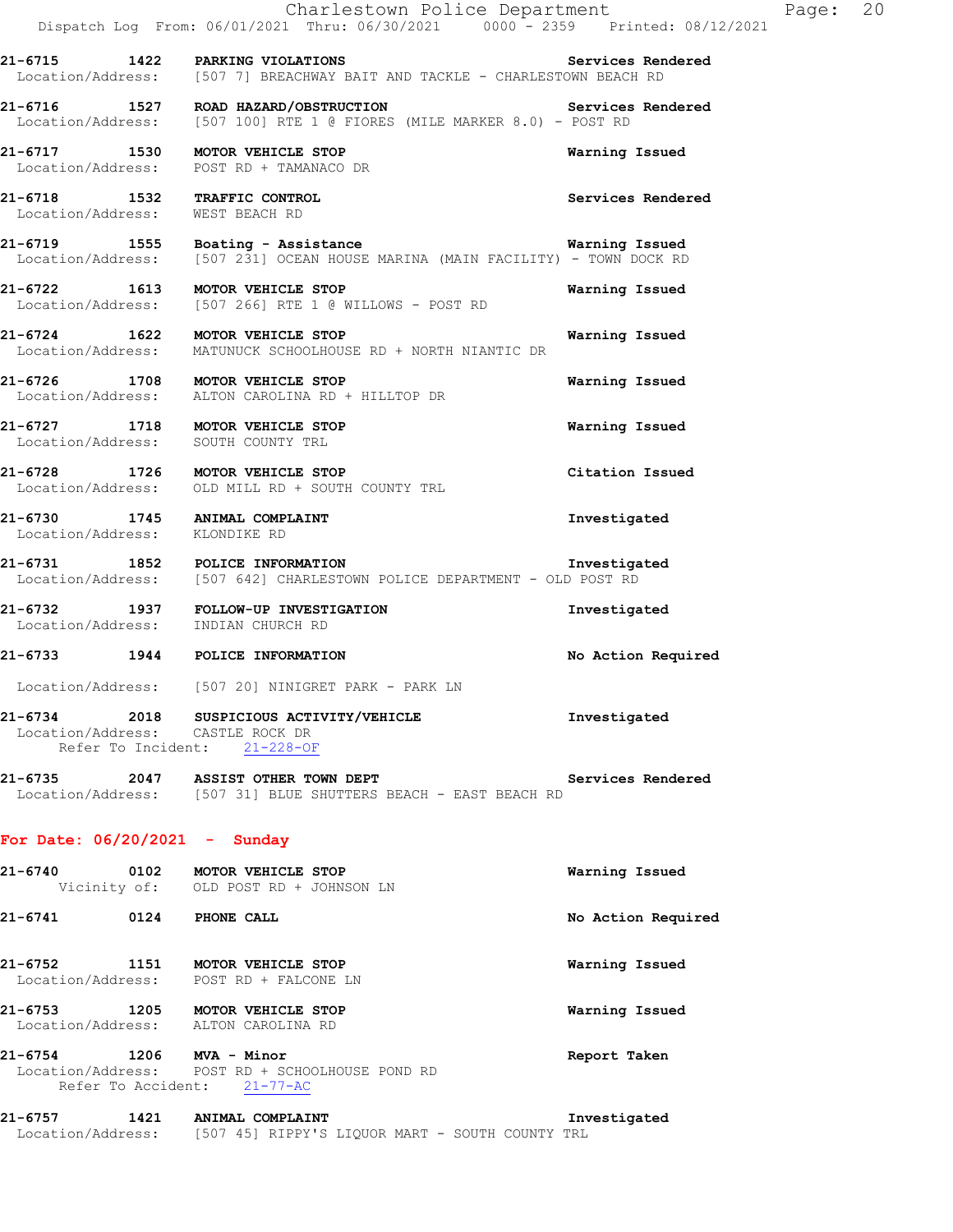**21-6715 1422 PARKING VIOLATIONS** Services Rendered
Location/Address: [507 7] BREACHWAY BAIT AND TACKLE - CHARLESTOWN BEACH RD

**21-6716 1527 ROAD HAZARD/OBSTRUCTION** Services Rendered
Location/Address: [507 100] RTE 1 @ FIORES (MILE MARKER 8.0) - POST RD

**21-6717 1530 MOTOR VEHICLE STOP** Warning Issued
Location/Address: POST RD + TAMANACO DR

**21-6718 1532 TRAFFIC CONTROL** Services Rendered
Location/Address: WEST BEACH RD

**21-6719 1555 Boating - Assistance** Warning Issued
Location/Address: [507 231] OCEAN HOUSE MARINA (MAIN FACILITY) - TOWN DOCK RD

**21-6722 1613 MOTOR VEHICLE STOP** Warning Issued
Location/Address: [507 266] RTE 1 @ WILLOWS - POST RD

**21-6724 1622 MOTOR VEHICLE STOP** Warning Issued
Location/Address: MATUNUCK SCHOOLHOUSE RD + NORTH NIANTIC DR

**21-6726 1708 MOTOR VEHICLE STOP** Warning Issued
Location/Address: ALTON CAROLINA RD + HILLTOP DR

**21-6727 1718 MOTOR VEHICLE STOP** Warning Issued
Location/Address: SOUTH COUNTY TRL

**21-6728 1726 MOTOR VEHICLE STOP** Citation Issued
Location/Address: OLD MILL RD + SOUTH COUNTY TRL

**21-6730 1745 ANIMAL COMPLAINT** Investigated
Location/Address: KLONDIKE RD

**21-6731 1852 POLICE INFORMATION** Investigated
Location/Address: [507 642] CHARLESTOWN POLICE DEPARTMENT - OLD POST RD

**21-6732 1937 FOLLOW-UP INVESTIGATION** Investigated
Location/Address: INDIAN CHURCH RD

**21-6733 1944 POLICE INFORMATION** No Action Required
Location/Address: [507 20] NINIGRET PARK - PARK LN

**21-6734 2018 SUSPICIOUS ACTIVITY/VEHICLE** Investigated
Location/Address: CASTLE ROCK DR
Refer To Incident: 21-228-OF

**21-6735 2047 ASSIST OTHER TOWN DEPT** Services Rendered
Location/Address: [507 31] BLUE SHUTTERS BEACH - EAST BEACH RD

## For Date: 06/20/2021 - Sunday

**21-6740 0102 MOTOR VEHICLE STOP** Warning Issued
Vicinity of: OLD POST RD + JOHNSON LN

**21-6741 0124 PHONE CALL** No Action Required

**21-6752 1151 MOTOR VEHICLE STOP** Warning Issued
Location/Address: POST RD + FALCONE LN

**21-6753 1205 MOTOR VEHICLE STOP** Warning Issued
Location/Address: ALTON CAROLINA RD

**21-6754 1206 MVA - Minor** Report Taken
Location/Address: POST RD + SCHOOLHOUSE POND RD
Refer To Accident: 21-77-AC

**21-6757 1421 ANIMAL COMPLAINT** Investigated
Location/Address: [507 45] RIPPY'S LIQUOR MART - SOUTH COUNTY TRL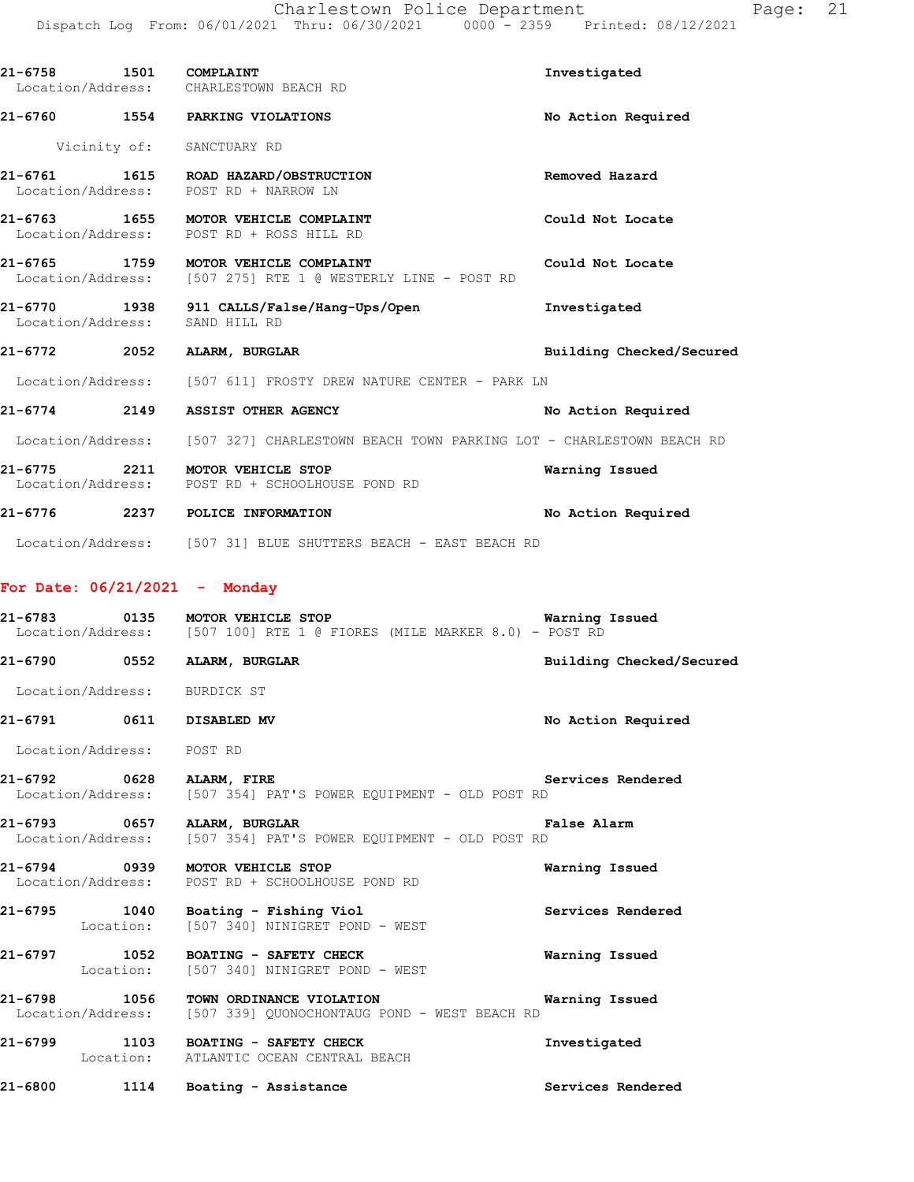**21-6758 1501 COMPLAINT** — **Investigated**
Location/Address: CHARLESTOWN BEACH RD

**21-6760 1554 PARKING VIOLATIONS** — **No Action Required**
Vicinity of: SANCTUARY RD

**21-6761 1615 ROAD HAZARD/OBSTRUCTION** — **Removed Hazard**
Location/Address: POST RD + NARROW LN

**21-6763 1655 MOTOR VEHICLE COMPLAINT** — **Could Not Locate**
Location/Address: POST RD + ROSS HILL RD

**21-6765 1759 MOTOR VEHICLE COMPLAINT** — **Could Not Locate**
Location/Address: [507 275] RTE 1 @ WESTERLY LINE - POST RD

**21-6770 1938 911 CALLS/False/Hang-Ups/Open** — **Investigated**
Location/Address: SAND HILL RD

**21-6772 2052 ALARM, BURGLAR** — **Building Checked/Secured**
Location/Address: [507 611] FROSTY DREW NATURE CENTER - PARK LN

**21-6774 2149 ASSIST OTHER AGENCY** — **No Action Required**
Location/Address: [507 327] CHARLESTOWN BEACH TOWN PARKING LOT - CHARLESTOWN BEACH RD

**21-6775 2211 MOTOR VEHICLE STOP** — **Warning Issued**
Location/Address: POST RD + SCHOOLHOUSE POND RD

**21-6776 2237 POLICE INFORMATION** — **No Action Required**
Location/Address: [507 31] BLUE SHUTTERS BEACH - EAST BEACH RD

## For Date: 06/21/2021 - Monday

**21-6783 0135 MOTOR VEHICLE STOP** — **Warning Issued**
Location/Address: [507 100] RTE 1 @ FIORES (MILE MARKER 8.0) - POST RD

**21-6790 0552 ALARM, BURGLAR** — **Building Checked/Secured**
Location/Address: BURDICK ST

**21-6791 0611 DISABLED MV** — **No Action Required**
Location/Address: POST RD

**21-6792 0628 ALARM, FIRE** — **Services Rendered**
Location/Address: [507 354] PAT'S POWER EQUIPMENT - OLD POST RD

**21-6793 0657 ALARM, BURGLAR** — **False Alarm**
Location/Address: [507 354] PAT'S POWER EQUIPMENT - OLD POST RD

**21-6794 0939 MOTOR VEHICLE STOP** — **Warning Issued**
Location/Address: POST RD + SCHOOLHOUSE POND RD

**21-6795 1040 Boating - Fishing Viol** — **Services Rendered**
Location: [507 340] NINIGRET POND - WEST

**21-6797 1052 BOATING - SAFETY CHECK** — **Warning Issued**
Location: [507 340] NINIGRET POND - WEST

**21-6798 1056 TOWN ORDINANCE VIOLATION** — **Warning Issued**
Location/Address: [507 339] QUONOCHONTAUG POND - WEST BEACH RD

**21-6799 1103 BOATING - SAFETY CHECK** — **Investigated**
Location: ATLANTIC OCEAN CENTRAL BEACH

**21-6800 1114 Boating - Assistance** — **Services Rendered**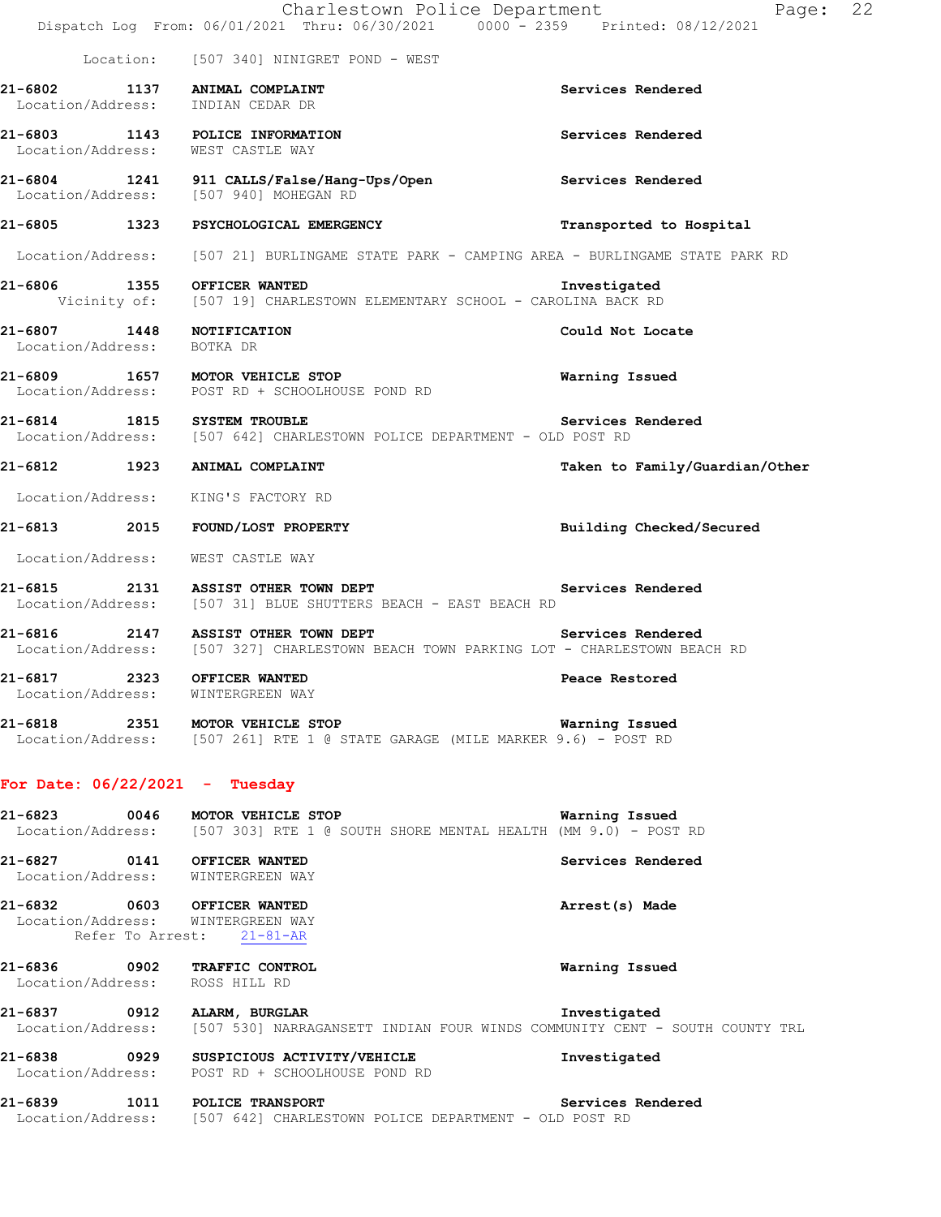Location: [507 340] NINIGRET POND - WEST

**21-6802 1137 ANIMAL COMPLAINT** **Services Rendered**
Location/Address: INDIAN CEDAR DR

**21-6803 1143 POLICE INFORMATION** **Services Rendered**
Location/Address: WEST CASTLE WAY

**21-6804 1241 911 CALLS/False/Hang-Ups/Open** **Services Rendered**
Location/Address: [507 940] MOHEGAN RD

**21-6805 1323 PSYCHOLOGICAL EMERGENCY** **Transported to Hospital**
Location/Address: [507 21] BURLINGAME STATE PARK - CAMPING AREA - BURLINGAME STATE PARK RD

**21-6806 1355 OFFICER WANTED** **Investigated**
Vicinity of: [507 19] CHARLESTOWN ELEMENTARY SCHOOL - CAROLINA BACK RD

**21-6807 1448 NOTIFICATION** **Could Not Locate**
Location/Address: BOTKA DR

**21-6809 1657 MOTOR VEHICLE STOP** **Warning Issued**
Location/Address: POST RD + SCHOOLHOUSE POND RD

**21-6814 1815 SYSTEM TROUBLE** **Services Rendered**
Location/Address: [507 642] CHARLESTOWN POLICE DEPARTMENT - OLD POST RD

**21-6812 1923 ANIMAL COMPLAINT** **Taken to Family/Guardian/Other**
Location/Address: KING'S FACTORY RD

**21-6813 2015 FOUND/LOST PROPERTY** **Building Checked/Secured**
Location/Address: WEST CASTLE WAY

**21-6815 2131 ASSIST OTHER TOWN DEPT** **Services Rendered**
Location/Address: [507 31] BLUE SHUTTERS BEACH - EAST BEACH RD

**21-6816 2147 ASSIST OTHER TOWN DEPT** **Services Rendered**
Location/Address: [507 327] CHARLESTOWN BEACH TOWN PARKING LOT - CHARLESTOWN BEACH RD

**21-6817 2323 OFFICER WANTED** **Peace Restored**
Location/Address: WINTERGREEN WAY

**21-6818 2351 MOTOR VEHICLE STOP** **Warning Issued**
Location/Address: [507 261] RTE 1 @ STATE GARAGE (MILE MARKER 9.6) - POST RD

## For Date: 06/22/2021 - Tuesday

**21-6823 0046 MOTOR VEHICLE STOP** **Warning Issued**
Location/Address: [507 303] RTE 1 @ SOUTH SHORE MENTAL HEALTH (MM 9.0) - POST RD

**21-6827 0141 OFFICER WANTED** **Services Rendered**
Location/Address: WINTERGREEN WAY

**21-6832 0603 OFFICER WANTED** **Arrest(s) Made**
Location/Address: WINTERGREEN WAY
Refer To Arrest: 21-81-AR

**21-6836 0902 TRAFFIC CONTROL** **Warning Issued**
Location/Address: ROSS HILL RD

**21-6837 0912 ALARM, BURGLAR** **Investigated**
Location/Address: [507 530] NARRAGANSETT INDIAN FOUR WINDS COMMUNITY CENT - SOUTH COUNTY TRL

**21-6838 0929 SUSPICIOUS ACTIVITY/VEHICLE** **Investigated**
Location/Address: POST RD + SCHOOLHOUSE POND RD

**21-6839 1011 POLICE TRANSPORT** **Services Rendered**
Location/Address: [507 642] CHARLESTOWN POLICE DEPARTMENT - OLD POST RD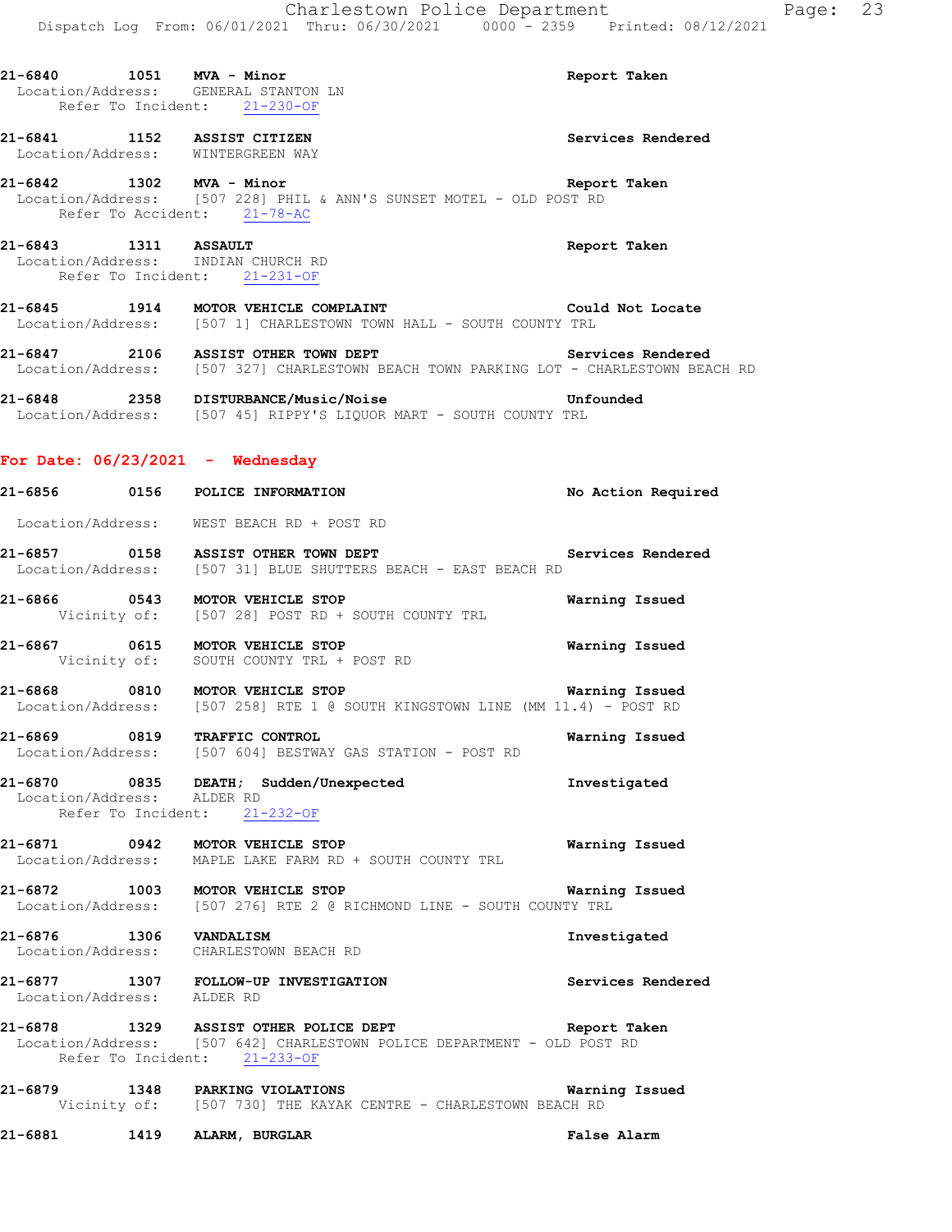**21-6840 1051 MVA - Minor** **Report Taken**
Location/Address: GENERAL STANTON LN
Refer To Incident: 21-230-OF

**21-6841 1152 ASSIST CITIZEN** **Services Rendered**
Location/Address: WINTERGREEN WAY

**21-6842 1302 MVA - Minor** **Report Taken**
Location/Address: [507 228] PHIL & ANN'S SUNSET MOTEL - OLD POST RD
Refer To Accident: 21-78-AC

**21-6843 1311 ASSAULT** **Report Taken**
Location/Address: INDIAN CHURCH RD
Refer To Incident: 21-231-OF

**21-6845 1914 MOTOR VEHICLE COMPLAINT** **Could Not Locate**
Location/Address: [507 1] CHARLESTOWN TOWN HALL - SOUTH COUNTY TRL

**21-6847 2106 ASSIST OTHER TOWN DEPT** **Services Rendered**
Location/Address: [507 327] CHARLESTOWN BEACH TOWN PARKING LOT - CHARLESTOWN BEACH RD

**21-6848 2358 DISTURBANCE/Music/Noise** **Unfounded**
Location/Address: [507 45] RIPPY'S LIQUOR MART - SOUTH COUNTY TRL

## For Date: 06/23/2021 - Wednesday

**21-6856 0156 POLICE INFORMATION** **No Action Required**
Location/Address: WEST BEACH RD + POST RD

**21-6857 0158 ASSIST OTHER TOWN DEPT** **Services Rendered**
Location/Address: [507 31] BLUE SHUTTERS BEACH - EAST BEACH RD

**21-6866 0543 MOTOR VEHICLE STOP** **Warning Issued**
Vicinity of: [507 28] POST RD + SOUTH COUNTY TRL

**21-6867 0615 MOTOR VEHICLE STOP** **Warning Issued**
Vicinity of: SOUTH COUNTY TRL + POST RD

**21-6868 0810 MOTOR VEHICLE STOP** **Warning Issued**
Location/Address: [507 258] RTE 1 @ SOUTH KINGSTOWN LINE (MM 11.4) - POST RD

**21-6869 0819 TRAFFIC CONTROL** **Warning Issued**
Location/Address: [507 604] BESTWAY GAS STATION - POST RD

**21-6870 0835 DEATH; Sudden/Unexpected** **Investigated**
Location/Address: ALDER RD
Refer To Incident: 21-232-OF

**21-6871 0942 MOTOR VEHICLE STOP** **Warning Issued**
Location/Address: MAPLE LAKE FARM RD + SOUTH COUNTY TRL

**21-6872 1003 MOTOR VEHICLE STOP** **Warning Issued**
Location/Address: [507 276] RTE 2 @ RICHMOND LINE - SOUTH COUNTY TRL

**21-6876 1306 VANDALISM** **Investigated**
Location/Address: CHARLESTOWN BEACH RD

**21-6877 1307 FOLLOW-UP INVESTIGATION** **Services Rendered**
Location/Address: ALDER RD

**21-6878 1329 ASSIST OTHER POLICE DEPT** **Report Taken**
Location/Address: [507 642] CHARLESTOWN POLICE DEPARTMENT - OLD POST RD
Refer To Incident: 21-233-OF

**21-6879 1348 PARKING VIOLATIONS** **Warning Issued**
Vicinity of: [507 730] THE KAYAK CENTRE - CHARLESTOWN BEACH RD

**21-6881 1419 ALARM, BURGLAR** **False Alarm**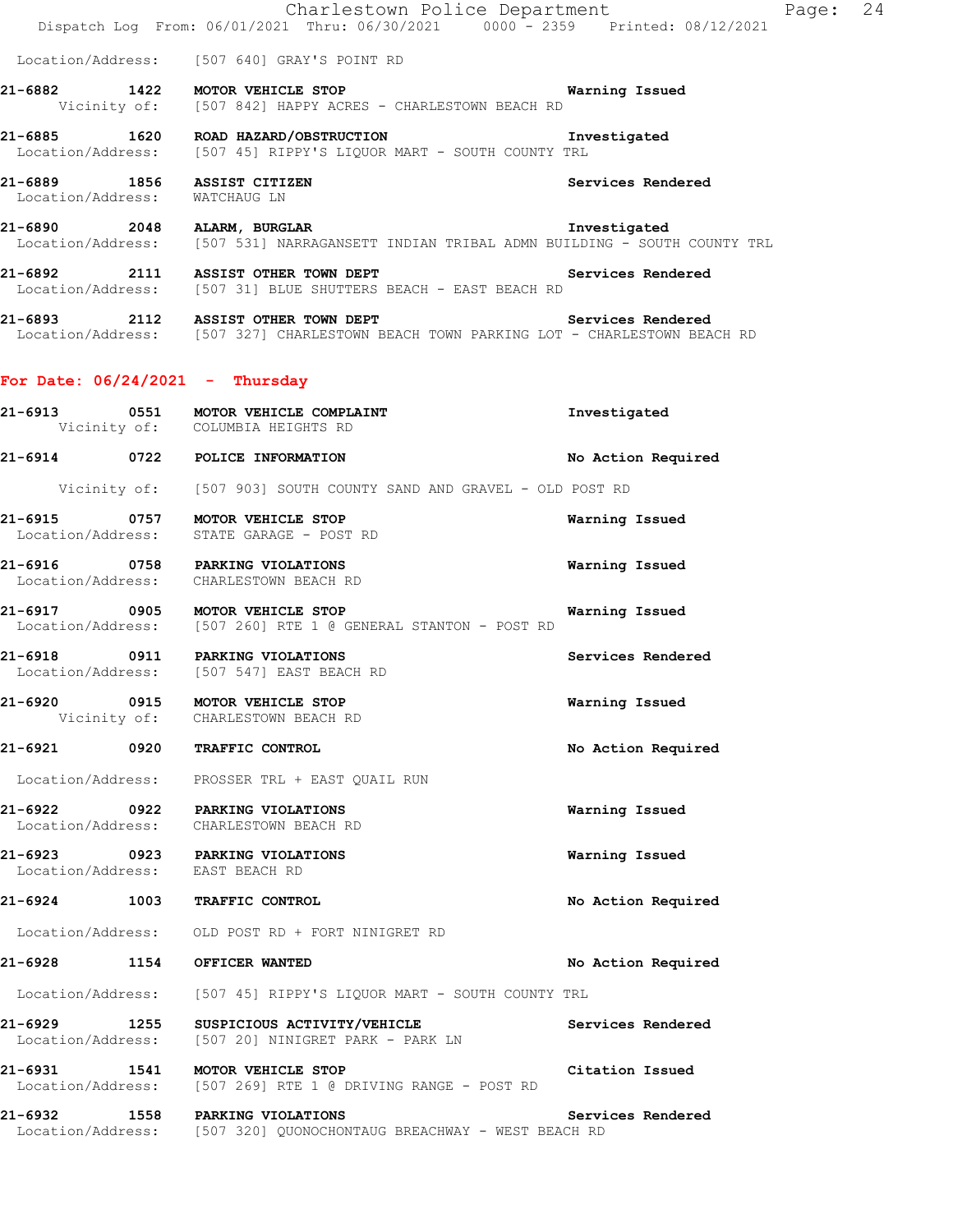Location/Address: [507 640] GRAY'S POINT RD

**21-6882 1422 MOTOR VEHICLE STOP** Warning Issued
Vicinity of: [507 842] HAPPY ACRES - CHARLESTOWN BEACH RD

**21-6885 1620 ROAD HAZARD/OBSTRUCTION** Investigated
Location/Address: [507 45] RIPPY'S LIQUOR MART - SOUTH COUNTY TRL

**21-6889 1856 ASSIST CITIZEN** Services Rendered
Location/Address: WATCHAUG LN

**21-6890 2048 ALARM, BURGLAR** Investigated
Location/Address: [507 531] NARRAGANSETT INDIAN TRIBAL ADMN BUILDING - SOUTH COUNTY TRL

**21-6892 2111 ASSIST OTHER TOWN DEPT** Services Rendered
Location/Address: [507 31] BLUE SHUTTERS BEACH - EAST BEACH RD

**21-6893 2112 ASSIST OTHER TOWN DEPT** Services Rendered
Location/Address: [507 327] CHARLESTOWN BEACH TOWN PARKING LOT - CHARLESTOWN BEACH RD

## For Date: 06/24/2021 - Thursday

**21-6913 0551 MOTOR VEHICLE COMPLAINT** Investigated
Vicinity of: COLUMBIA HEIGHTS RD

**21-6914 0722 POLICE INFORMATION** No Action Required
Vicinity of: [507 903] SOUTH COUNTY SAND AND GRAVEL - OLD POST RD

**21-6915 0757 MOTOR VEHICLE STOP** Warning Issued
Location/Address: STATE GARAGE - POST RD

**21-6916 0758 PARKING VIOLATIONS** Warning Issued
Location/Address: CHARLESTOWN BEACH RD

**21-6917 0905 MOTOR VEHICLE STOP** Warning Issued
Location/Address: [507 260] RTE 1 @ GENERAL STANTON - POST RD

**21-6918 0911 PARKING VIOLATIONS** Services Rendered
Location/Address: [507 547] EAST BEACH RD

**21-6920 0915 MOTOR VEHICLE STOP** Warning Issued
Vicinity of: CHARLESTOWN BEACH RD

**21-6921 0920 TRAFFIC CONTROL** No Action Required
Location/Address: PROSSER TRL + EAST QUAIL RUN

**21-6922 0922 PARKING VIOLATIONS** Warning Issued
Location/Address: CHARLESTOWN BEACH RD

**21-6923 0923 PARKING VIOLATIONS** Warning Issued
Location/Address: EAST BEACH RD

**21-6924 1003 TRAFFIC CONTROL** No Action Required
Location/Address: OLD POST RD + FORT NINIGRET RD

**21-6928 1154 OFFICER WANTED** No Action Required
Location/Address: [507 45] RIPPY'S LIQUOR MART - SOUTH COUNTY TRL

**21-6929 1255 SUSPICIOUS ACTIVITY/VEHICLE** Services Rendered
Location/Address: [507 20] NINIGRET PARK - PARK LN

**21-6931 1541 MOTOR VEHICLE STOP** Citation Issued
Location/Address: [507 269] RTE 1 @ DRIVING RANGE - POST RD

**21-6932 1558 PARKING VIOLATIONS** Services Rendered
Location/Address: [507 320] QUONOCHONTAUG BREACHWAY - WEST BEACH RD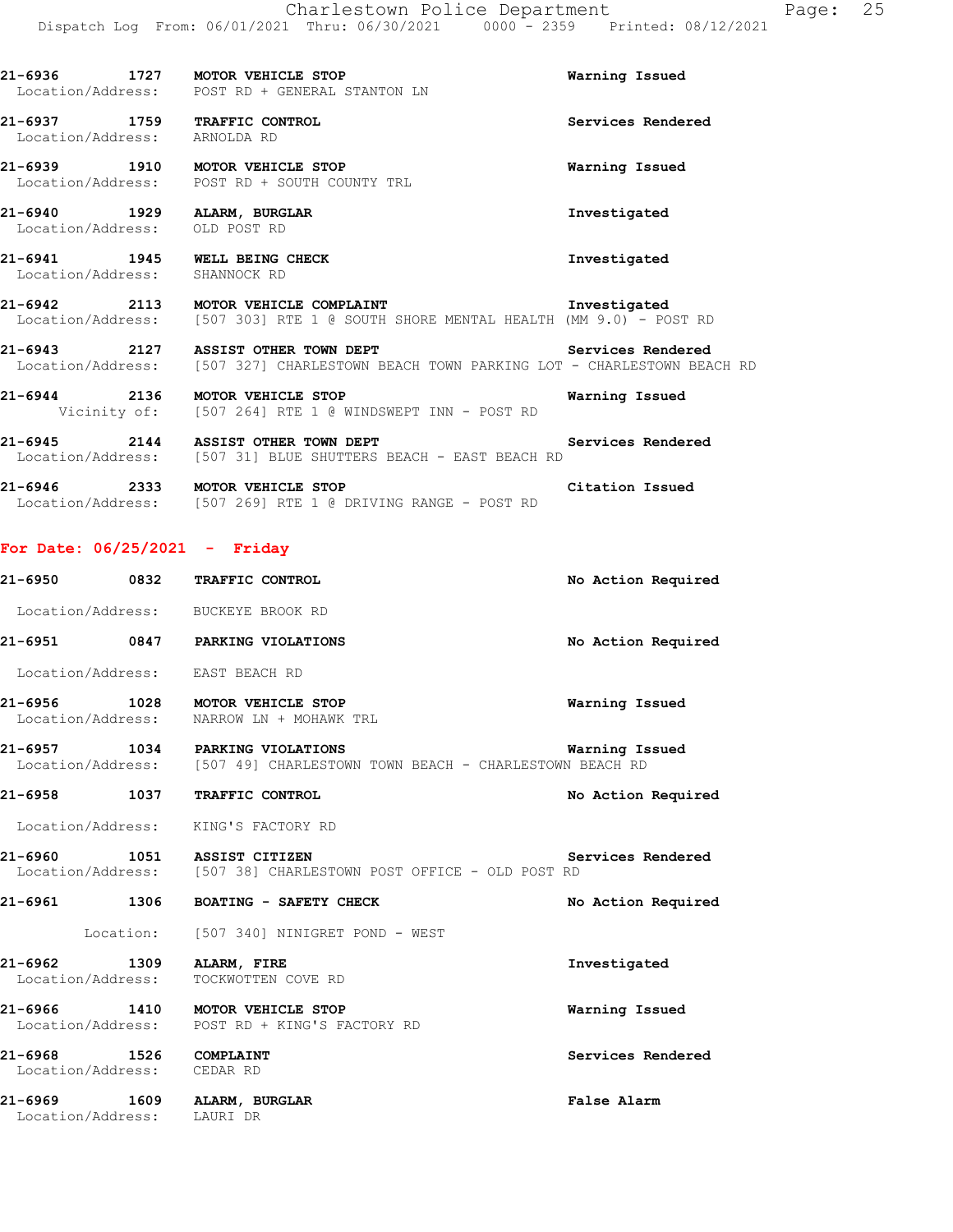21-6936 1727 **MOTOR VEHICLE STOP** Warning Issued
Location/Address: POST RD + GENERAL STANTON LN

21-6937 1759 **TRAFFIC CONTROL** Services Rendered
Location/Address: ARNOLDA RD

21-6939 1910 **MOTOR VEHICLE STOP** Warning Issued
Location/Address: POST RD + SOUTH COUNTY TRL

21-6940 1929 **ALARM, BURGLAR** Investigated
Location/Address: OLD POST RD

21-6941 1945 **WELL BEING CHECK** Investigated
Location/Address: SHANNOCK RD

21-6942 2113 **MOTOR VEHICLE COMPLAINT** Investigated
Location/Address: [507 303] RTE 1 @ SOUTH SHORE MENTAL HEALTH (MM 9.0) - POST RD

21-6943 2127 **ASSIST OTHER TOWN DEPT** Services Rendered
Location/Address: [507 327] CHARLESTOWN BEACH TOWN PARKING LOT - CHARLESTOWN BEACH RD

21-6944 2136 **MOTOR VEHICLE STOP** Warning Issued
Vicinity of: [507 264] RTE 1 @ WINDSWEPT INN - POST RD

21-6945 2144 **ASSIST OTHER TOWN DEPT** Services Rendered
Location/Address: [507 31] BLUE SHUTTERS BEACH - EAST BEACH RD

21-6946 2333 **MOTOR VEHICLE STOP** Citation Issued
Location/Address: [507 269] RTE 1 @ DRIVING RANGE - POST RD

## For Date: 06/25/2021 - Friday

21-6950 0832 **TRAFFIC CONTROL** No Action Required
Location/Address: BUCKEYE BROOK RD

21-6951 0847 **PARKING VIOLATIONS** No Action Required
Location/Address: EAST BEACH RD

21-6956 1028 **MOTOR VEHICLE STOP** Warning Issued
Location/Address: NARROW LN + MOHAWK TRL

21-6957 1034 **PARKING VIOLATIONS** Warning Issued
Location/Address: [507 49] CHARLESTOWN TOWN BEACH - CHARLESTOWN BEACH RD

21-6958 1037 **TRAFFIC CONTROL** No Action Required
Location/Address: KING'S FACTORY RD

21-6960 1051 **ASSIST CITIZEN** Services Rendered
Location/Address: [507 38] CHARLESTOWN POST OFFICE - OLD POST RD

21-6961 1306 **BOATING - SAFETY CHECK** No Action Required
Location: [507 340] NINIGRET POND - WEST

21-6962 1309 **ALARM, FIRE** Investigated
Location/Address: TOCKWOTTEN COVE RD

21-6966 1410 **MOTOR VEHICLE STOP** Warning Issued
Location/Address: POST RD + KING'S FACTORY RD

21-6968 1526 **COMPLAINT** Services Rendered
Location/Address: CEDAR RD

21-6969 1609 **ALARM, BURGLAR** False Alarm
Location/Address: LAURI DR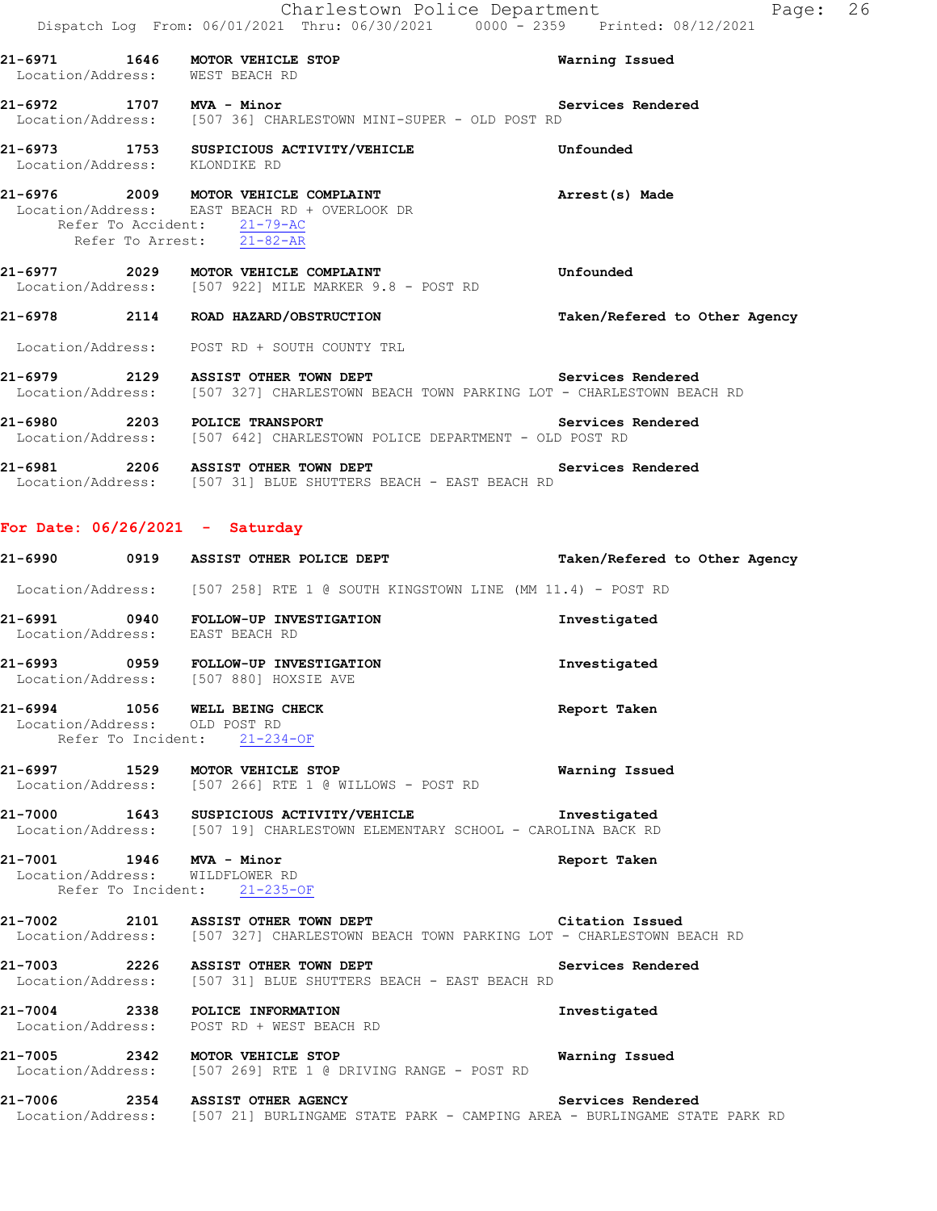21-6971 1646 MOTOR VEHICLE STOP Warning Issued
Location/Address: WEST BEACH RD

21-6972 1707 MVA - Minor Services Rendered
Location/Address: [507 36] CHARLESTOWN MINI-SUPER - OLD POST RD

21-6973 1753 SUSPICIOUS ACTIVITY/VEHICLE Unfounded
Location/Address: KLONDIKE RD

21-6976 2009 MOTOR VEHICLE COMPLAINT Arrest(s) Made
Location/Address: EAST BEACH RD + OVERLOOK DR
Refer To Accident: 21-79-AC
Refer To Arrest: 21-82-AR

21-6977 2029 MOTOR VEHICLE COMPLAINT Unfounded
Location/Address: [507 922] MILE MARKER 9.8 - POST RD

21-6978 2114 ROAD HAZARD/OBSTRUCTION Taken/Refered to Other Agency
Location/Address: POST RD + SOUTH COUNTY TRL

21-6979 2129 ASSIST OTHER TOWN DEPT Services Rendered
Location/Address: [507 327] CHARLESTOWN BEACH TOWN PARKING LOT - CHARLESTOWN BEACH RD

21-6980 2203 POLICE TRANSPORT Services Rendered
Location/Address: [507 642] CHARLESTOWN POLICE DEPARTMENT - OLD POST RD

21-6981 2206 ASSIST OTHER TOWN DEPT Services Rendered
Location/Address: [507 31] BLUE SHUTTERS BEACH - EAST BEACH RD

## For Date: 06/26/2021 - Saturday

21-6990 0919 ASSIST OTHER POLICE DEPT Taken/Refered to Other Agency
Location/Address: [507 258] RTE 1 @ SOUTH KINGSTOWN LINE (MM 11.4) - POST RD

21-6991 0940 FOLLOW-UP INVESTIGATION Investigated
Location/Address: EAST BEACH RD

21-6993 0959 FOLLOW-UP INVESTIGATION Investigated
Location/Address: [507 880] HOXSIE AVE

21-6994 1056 WELL BEING CHECK Report Taken
Location/Address: OLD POST RD
Refer To Incident: 21-234-OF

21-6997 1529 MOTOR VEHICLE STOP Warning Issued
Location/Address: [507 266] RTE 1 @ WILLOWS - POST RD

21-7000 1643 SUSPICIOUS ACTIVITY/VEHICLE Investigated
Location/Address: [507 19] CHARLESTOWN ELEMENTARY SCHOOL - CAROLINA BACK RD

21-7001 1946 MVA - Minor Report Taken
Location/Address: WILDFLOWER RD
Refer To Incident: 21-235-OF

21-7002 2101 ASSIST OTHER TOWN DEPT Citation Issued
Location/Address: [507 327] CHARLESTOWN BEACH TOWN PARKING LOT - CHARLESTOWN BEACH RD

21-7003 2226 ASSIST OTHER TOWN DEPT Services Rendered
Location/Address: [507 31] BLUE SHUTTERS BEACH - EAST BEACH RD

21-7004 2338 POLICE INFORMATION Investigated
Location/Address: POST RD + WEST BEACH RD

21-7005 2342 MOTOR VEHICLE STOP Warning Issued
Location/Address: [507 269] RTE 1 @ DRIVING RANGE - POST RD

21-7006 2354 ASSIST OTHER AGENCY Services Rendered
Location/Address: [507 21] BURLINGAME STATE PARK - CAMPING AREA - BURLINGAME STATE PARK RD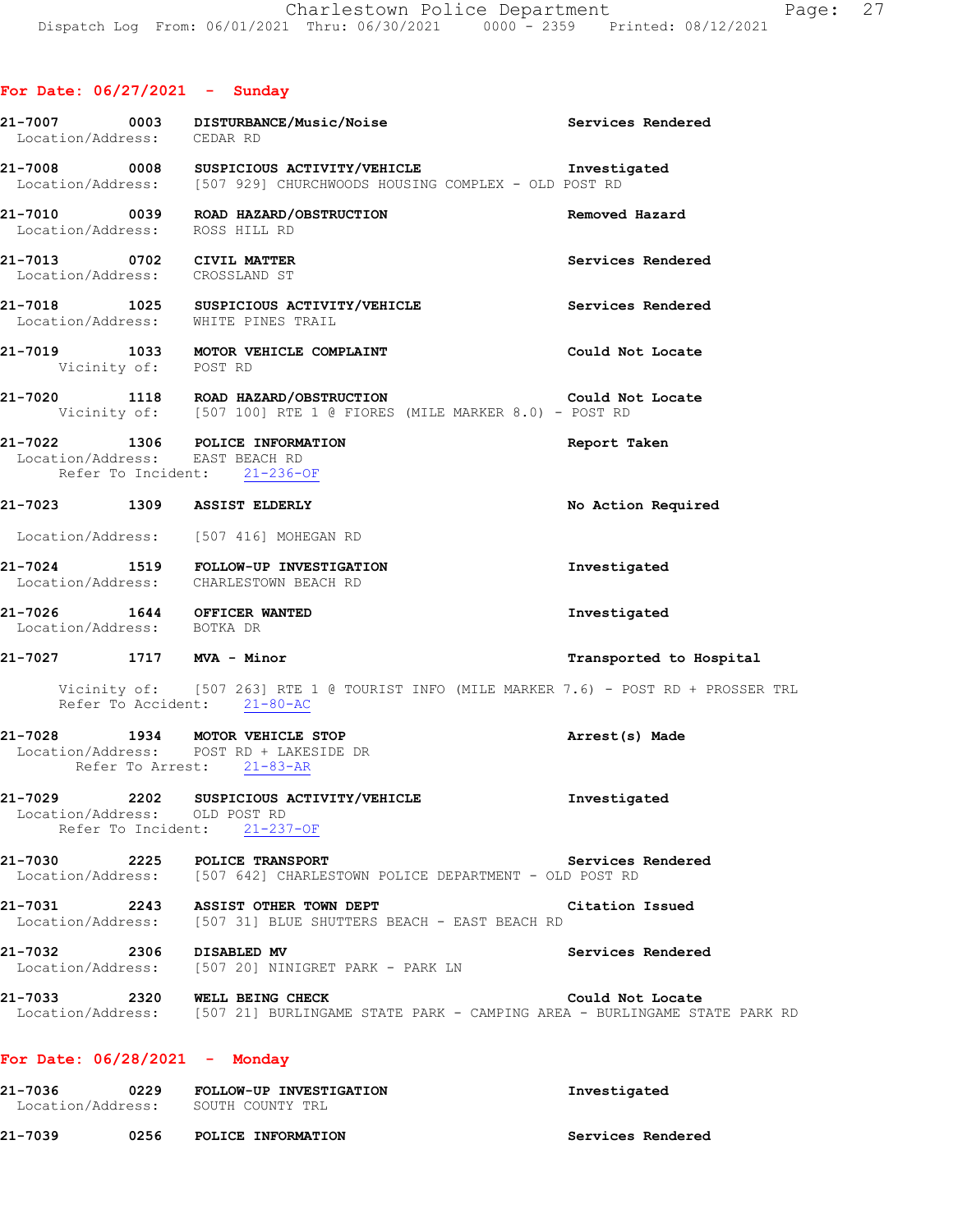## For Date: 06/27/2021 - Sunday

**21-7007 0003 DISTURBANCE/Music/Noise** — Services Rendered
Location/Address: CEDAR RD

**21-7008 0008 SUSPICIOUS ACTIVITY/VEHICLE** — Investigated
Location/Address: [507 929] CHURCHWOODS HOUSING COMPLEX - OLD POST RD

**21-7010 0039 ROAD HAZARD/OBSTRUCTION** — Removed Hazard
Location/Address: ROSS HILL RD

**21-7013 0702 CIVIL MATTER** — Services Rendered
Location/Address: CROSSLAND ST

**21-7018 1025 SUSPICIOUS ACTIVITY/VEHICLE** — Services Rendered
Location/Address: WHITE PINES TRAIL

**21-7019 1033 MOTOR VEHICLE COMPLAINT** — Could Not Locate
Vicinity of: POST RD

**21-7020 1118 ROAD HAZARD/OBSTRUCTION** — Could Not Locate
Vicinity of: [507 100] RTE 1 @ FIORES (MILE MARKER 8.0) - POST RD

**21-7022 1306 POLICE INFORMATION** — Report Taken
Location/Address: EAST BEACH RD
Refer To Incident: 21-236-OF

**21-7023 1309 ASSIST ELDERLY** — No Action Required
Location/Address: [507 416] MOHEGAN RD

**21-7024 1519 FOLLOW-UP INVESTIGATION** — Investigated
Location/Address: CHARLESTOWN BEACH RD

**21-7026 1644 OFFICER WANTED** — Investigated
Location/Address: BOTKA DR

**21-7027 1717 MVA - Minor** — Transported to Hospital
Vicinity of: [507 263] RTE 1 @ TOURIST INFO (MILE MARKER 7.6) - POST RD + PROSSER TRL
Refer To Accident: 21-80-AC

**21-7028 1934 MOTOR VEHICLE STOP** — Arrest(s) Made
Location/Address: POST RD + LAKESIDE DR
Refer To Arrest: 21-83-AR

**21-7029 2202 SUSPICIOUS ACTIVITY/VEHICLE** — Investigated
Location/Address: OLD POST RD
Refer To Incident: 21-237-OF

**21-7030 2225 POLICE TRANSPORT** — Services Rendered
Location/Address: [507 642] CHARLESTOWN POLICE DEPARTMENT - OLD POST RD

**21-7031 2243 ASSIST OTHER TOWN DEPT** — Citation Issued
Location/Address: [507 31] BLUE SHUTTERS BEACH - EAST BEACH RD

**21-7032 2306 DISABLED MV** — Services Rendered
Location/Address: [507 20] NINIGRET PARK - PARK LN

**21-7033 2320 WELL BEING CHECK** — Could Not Locate
Location/Address: [507 21] BURLINGAME STATE PARK - CAMPING AREA - BURLINGAME STATE PARK RD

## For Date: 06/28/2021 - Monday

**21-7036 0229 FOLLOW-UP INVESTIGATION** — Investigated
Location/Address: SOUTH COUNTY TRL

**21-7039 0256 POLICE INFORMATION** — Services Rendered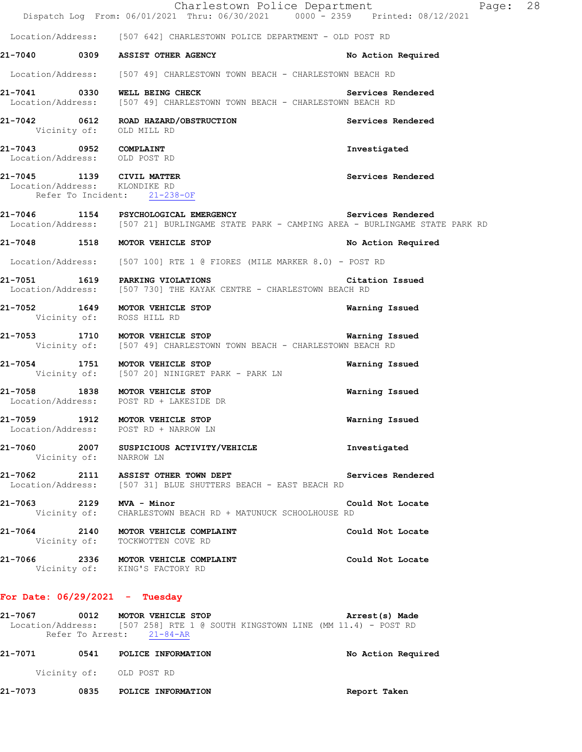Location/Address: [507 642] CHARLESTOWN POLICE DEPARTMENT - OLD POST RD

**21-7040 0309 ASSIST OTHER AGENCY** — **No Action Required**
Location/Address: [507 49] CHARLESTOWN TOWN BEACH - CHARLESTOWN BEACH RD

**21-7041 0330 WELL BEING CHECK** — **Services Rendered**
Location/Address: [507 49] CHARLESTOWN TOWN BEACH - CHARLESTOWN BEACH RD

**21-7042 0612 ROAD HAZARD/OBSTRUCTION** — **Services Rendered**
Vicinity of: OLD MILL RD

**21-7043 0952 COMPLAINT** — **Investigated**
Location/Address: OLD POST RD

**21-7045 1139 CIVIL MATTER** — **Services Rendered**
Location/Address: KLONDIKE RD
Refer To Incident: 21-238-OF

**21-7046 1154 PSYCHOLOGICAL EMERGENCY** — **Services Rendered**
Location/Address: [507 21] BURLINGAME STATE PARK - CAMPING AREA - BURLINGAME STATE PARK RD

**21-7048 1518 MOTOR VEHICLE STOP** — **No Action Required**
Location/Address: [507 100] RTE 1 @ FIORES (MILE MARKER 8.0) - POST RD

**21-7051 1619 PARKING VIOLATIONS** — **Citation Issued**
Location/Address: [507 730] THE KAYAK CENTRE - CHARLESTOWN BEACH RD

**21-7052 1649 MOTOR VEHICLE STOP** — **Warning Issued**
Vicinity of: ROSS HILL RD

**21-7053 1710 MOTOR VEHICLE STOP** — **Warning Issued**
Vicinity of: [507 49] CHARLESTOWN TOWN BEACH - CHARLESTOWN BEACH RD

**21-7054 1751 MOTOR VEHICLE STOP** — **Warning Issued**
Vicinity of: [507 20] NINIGRET PARK - PARK LN

**21-7058 1838 MOTOR VEHICLE STOP** — **Warning Issued**
Location/Address: POST RD + LAKESIDE DR

**21-7059 1912 MOTOR VEHICLE STOP** — **Warning Issued**
Location/Address: POST RD + NARROW LN

**21-7060 2007 SUSPICIOUS ACTIVITY/VEHICLE** — **Investigated**
Vicinity of: NARROW LN

**21-7062 2111 ASSIST OTHER TOWN DEPT** — **Services Rendered**
Location/Address: [507 31] BLUE SHUTTERS BEACH - EAST BEACH RD

**21-7063 2129 MVA - Minor** — **Could Not Locate**
Vicinity of: CHARLESTOWN BEACH RD + MATUNUCK SCHOOLHOUSE RD

**21-7064 2140 MOTOR VEHICLE COMPLAINT** — **Could Not Locate**
Vicinity of: TOCKWOTTEN COVE RD

**21-7066 2336 MOTOR VEHICLE COMPLAINT** — **Could Not Locate**
Vicinity of: KING'S FACTORY RD

## For Date: 06/29/2021 - Tuesday

**21-7067 0012 MOTOR VEHICLE STOP** — **Arrest(s) Made**
Location/Address: [507 258] RTE 1 @ SOUTH KINGSTOWN LINE (MM 11.4) - POST RD
Refer To Arrest: 21-84-AR

**21-7071 0541 POLICE INFORMATION** — **No Action Required**
Vicinity of: OLD POST RD

**21-7073 0835 POLICE INFORMATION** — **Report Taken**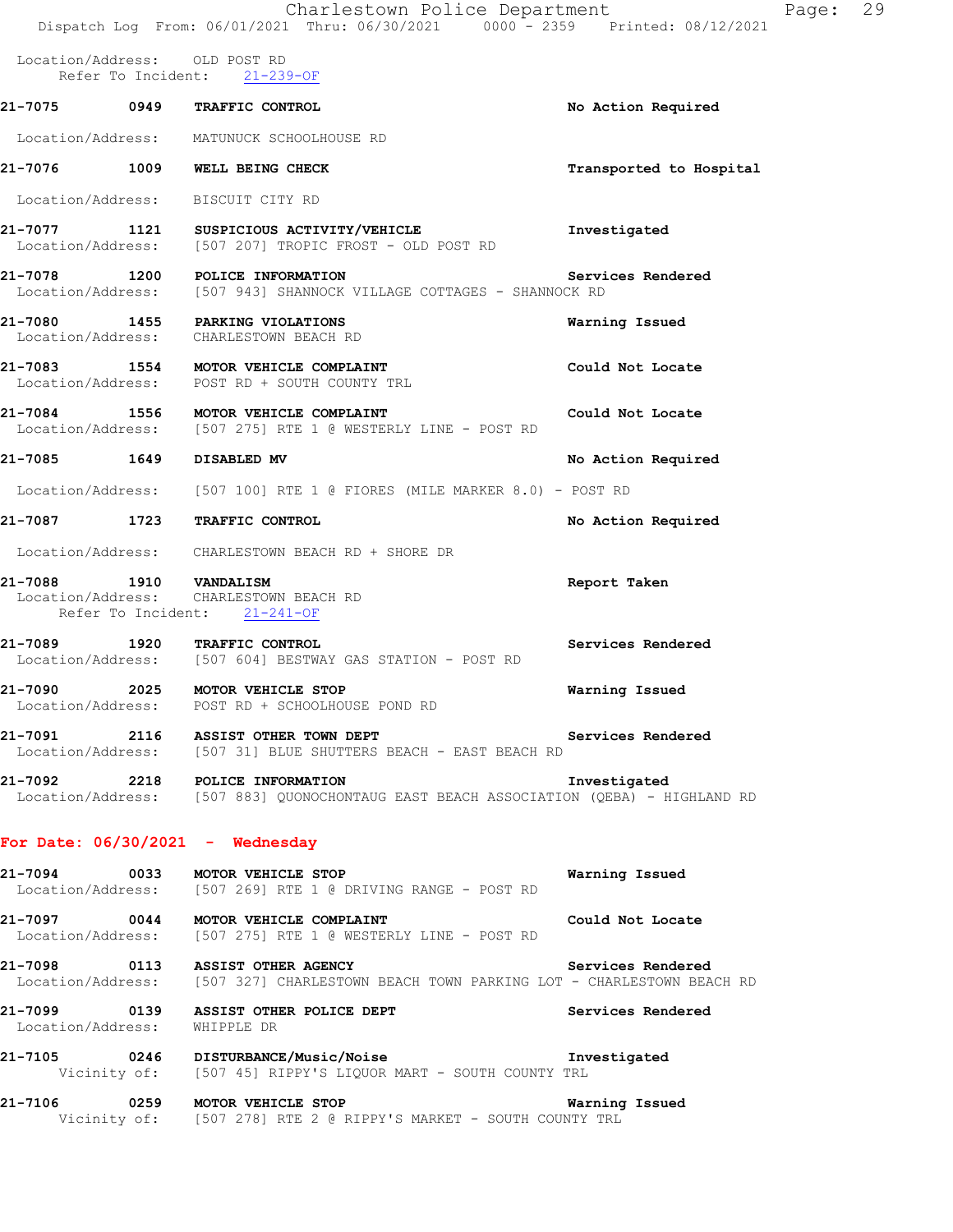Location/Address: OLD POST RD
Refer To Incident: 21-239-OF

**21-7075 0949 TRAFFIC CONTROL** — No Action Required
Location/Address: MATUNUCK SCHOOLHOUSE RD

**21-7076 1009 WELL BEING CHECK** — Transported to Hospital
Location/Address: BISCUIT CITY RD

**21-7077 1121 SUSPICIOUS ACTIVITY/VEHICLE** — Investigated
Location/Address: [507 207] TROPIC FROST - OLD POST RD

**21-7078 1200 POLICE INFORMATION** — Services Rendered
Location/Address: [507 943] SHANNOCK VILLAGE COTTAGES - SHANNOCK RD

**21-7080 1455 PARKING VIOLATIONS** — Warning Issued
Location/Address: CHARLESTOWN BEACH RD

**21-7083 1554 MOTOR VEHICLE COMPLAINT** — Could Not Locate
Location/Address: POST RD + SOUTH COUNTY TRL

**21-7084 1556 MOTOR VEHICLE COMPLAINT** — Could Not Locate
Location/Address: [507 275] RTE 1 @ WESTERLY LINE - POST RD

**21-7085 1649 DISABLED MV** — No Action Required
Location/Address: [507 100] RTE 1 @ FIORES (MILE MARKER 8.0) - POST RD

**21-7087 1723 TRAFFIC CONTROL** — No Action Required
Location/Address: CHARLESTOWN BEACH RD + SHORE DR

**21-7088 1910 VANDALISM** — Report Taken
Location/Address: CHARLESTOWN BEACH RD
Refer To Incident: 21-241-OF

**21-7089 1920 TRAFFIC CONTROL** — Services Rendered
Location/Address: [507 604] BESTWAY GAS STATION - POST RD

**21-7090 2025 MOTOR VEHICLE STOP** — Warning Issued
Location/Address: POST RD + SCHOOLHOUSE POND RD

**21-7091 2116 ASSIST OTHER TOWN DEPT** — Services Rendered
Location/Address: [507 31] BLUE SHUTTERS BEACH - EAST BEACH RD

**21-7092 2218 POLICE INFORMATION** — Investigated
Location/Address: [507 883] QUONOCHONTAUG EAST BEACH ASSOCIATION (QEBA) - HIGHLAND RD

## For Date: 06/30/2021 - Wednesday

**21-7094 0033 MOTOR VEHICLE STOP** — Warning Issued
Location/Address: [507 269] RTE 1 @ DRIVING RANGE - POST RD

**21-7097 0044 MOTOR VEHICLE COMPLAINT** — Could Not Locate
Location/Address: [507 275] RTE 1 @ WESTERLY LINE - POST RD

**21-7098 0113 ASSIST OTHER AGENCY** — Services Rendered
Location/Address: [507 327] CHARLESTOWN BEACH TOWN PARKING LOT - CHARLESTOWN BEACH RD

**21-7099 0139 ASSIST OTHER POLICE DEPT** — Services Rendered
Location/Address: WHIPPLE DR

**21-7105 0246 DISTURBANCE/Music/Noise** — Investigated
Vicinity of: [507 45] RIPPY'S LIQUOR MART - SOUTH COUNTY TRL

**21-7106 0259 MOTOR VEHICLE STOP** — Warning Issued
Vicinity of: [507 278] RTE 2 @ RIPPY'S MARKET - SOUTH COUNTY TRL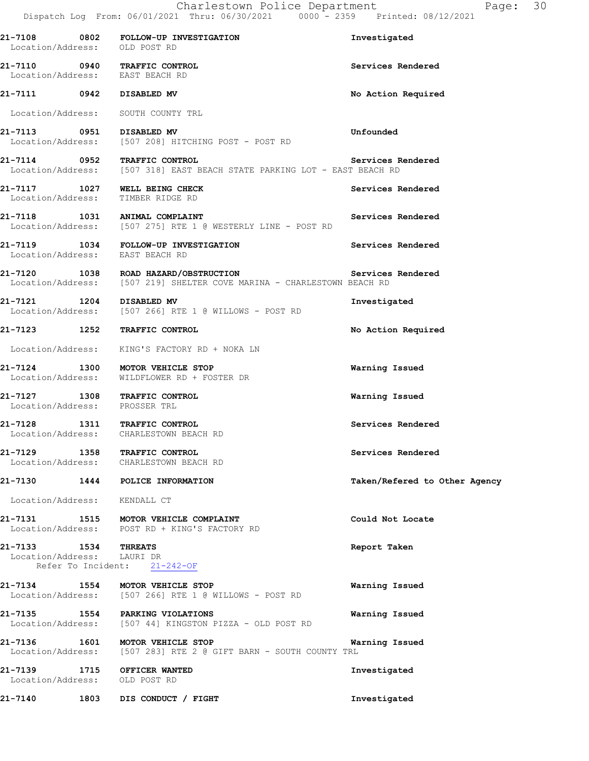**21-7108 0802 FOLLOW-UP INVESTIGATION** Investigated
Location/Address: OLD POST RD

**21-7110 0940 TRAFFIC CONTROL** Services Rendered
Location/Address: EAST BEACH RD

**21-7111 0942 DISABLED MV** No Action Required
Location/Address: SOUTH COUNTY TRL

**21-7113 0951 DISABLED MV** Unfounded
Location/Address: [507 208] HITCHING POST - POST RD

**21-7114 0952 TRAFFIC CONTROL** Services Rendered
Location/Address: [507 318] EAST BEACH STATE PARKING LOT - EAST BEACH RD

**21-7117 1027 WELL BEING CHECK** Services Rendered
Location/Address: TIMBER RIDGE RD

**21-7118 1031 ANIMAL COMPLAINT** Services Rendered
Location/Address: [507 275] RTE 1 @ WESTERLY LINE - POST RD

**21-7119 1034 FOLLOW-UP INVESTIGATION** Services Rendered
Location/Address: EAST BEACH RD

**21-7120 1038 ROAD HAZARD/OBSTRUCTION** Services Rendered
Location/Address: [507 219] SHELTER COVE MARINA - CHARLESTOWN BEACH RD

**21-7121 1204 DISABLED MV** Investigated
Location/Address: [507 266] RTE 1 @ WILLOWS - POST RD

**21-7123 1252 TRAFFIC CONTROL** No Action Required
Location/Address: KING'S FACTORY RD + NOKA LN

**21-7124 1300 MOTOR VEHICLE STOP** Warning Issued
Location/Address: WILDFLOWER RD + FOSTER DR

**21-7127 1308 TRAFFIC CONTROL** Warning Issued
Location/Address: PROSSER TRL

**21-7128 1311 TRAFFIC CONTROL** Services Rendered
Location/Address: CHARLESTOWN BEACH RD

**21-7129 1358 TRAFFIC CONTROL** Services Rendered
Location/Address: CHARLESTOWN BEACH RD

**21-7130 1444 POLICE INFORMATION** Taken/Refered to Other Agency
Location/Address: KENDALL CT

**21-7131 1515 MOTOR VEHICLE COMPLAINT** Could Not Locate
Location/Address: POST RD + KING'S FACTORY RD

**21-7133 1534 THREATS** Report Taken
Location/Address: LAURI DR
Refer To Incident: 21-242-OF

**21-7134 1554 MOTOR VEHICLE STOP** Warning Issued
Location/Address: [507 266] RTE 1 @ WILLOWS - POST RD

**21-7135 1554 PARKING VIOLATIONS** Warning Issued
Location/Address: [507 44] KINGSTON PIZZA - OLD POST RD

**21-7136 1601 MOTOR VEHICLE STOP** Warning Issued
Location/Address: [507 283] RTE 2 @ GIFT BARN - SOUTH COUNTY TRL

**21-7139 1715 OFFICER WANTED** Investigated
Location/Address: OLD POST RD

**21-7140 1803 DIS CONDUCT / FIGHT** Investigated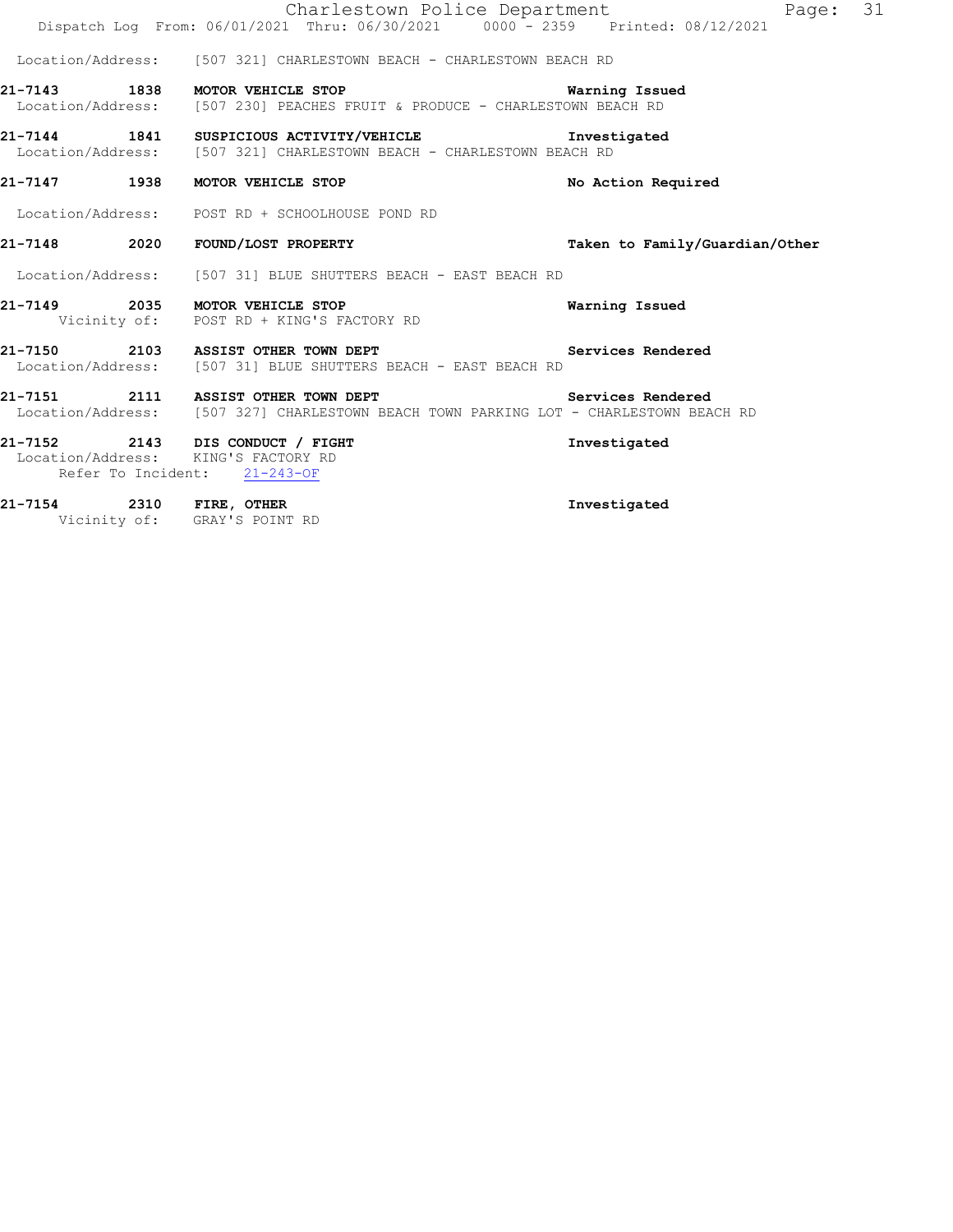Location/Address: [507 321] CHARLESTOWN BEACH - CHARLESTOWN BEACH RD

**21-7143 1838 MOTOR VEHICLE STOP** **Warning Issued**
Location/Address: [507 230] PEACHES FRUIT & PRODUCE - CHARLESTOWN BEACH RD

**21-7144 1841 SUSPICIOUS ACTIVITY/VEHICLE** **Investigated**
Location/Address: [507 321] CHARLESTOWN BEACH - CHARLESTOWN BEACH RD

**21-7147 1938 MOTOR VEHICLE STOP** **No Action Required**

Location/Address: POST RD + SCHOOLHOUSE POND RD

**21-7148 2020 FOUND/LOST PROPERTY** **Taken to Family/Guardian/Other**

Location/Address: [507 31] BLUE SHUTTERS BEACH - EAST BEACH RD

**21-7149 2035 MOTOR VEHICLE STOP** **Warning Issued**
Vicinity of: POST RD + KING'S FACTORY RD

**21-7150 2103 ASSIST OTHER TOWN DEPT** **Services Rendered**
Location/Address: [507 31] BLUE SHUTTERS BEACH - EAST BEACH RD

**21-7151 2111 ASSIST OTHER TOWN DEPT** **Services Rendered**
Location/Address: [507 327] CHARLESTOWN BEACH TOWN PARKING LOT - CHARLESTOWN BEACH RD

**21-7152 2143 DIS CONDUCT / FIGHT** **Investigated**
Location/Address: KING'S FACTORY RD
Refer To Incident: 21-243-OF

**21-7154 2310 FIRE, OTHER** **Investigated**
Vicinity of: GRAY'S POINT RD